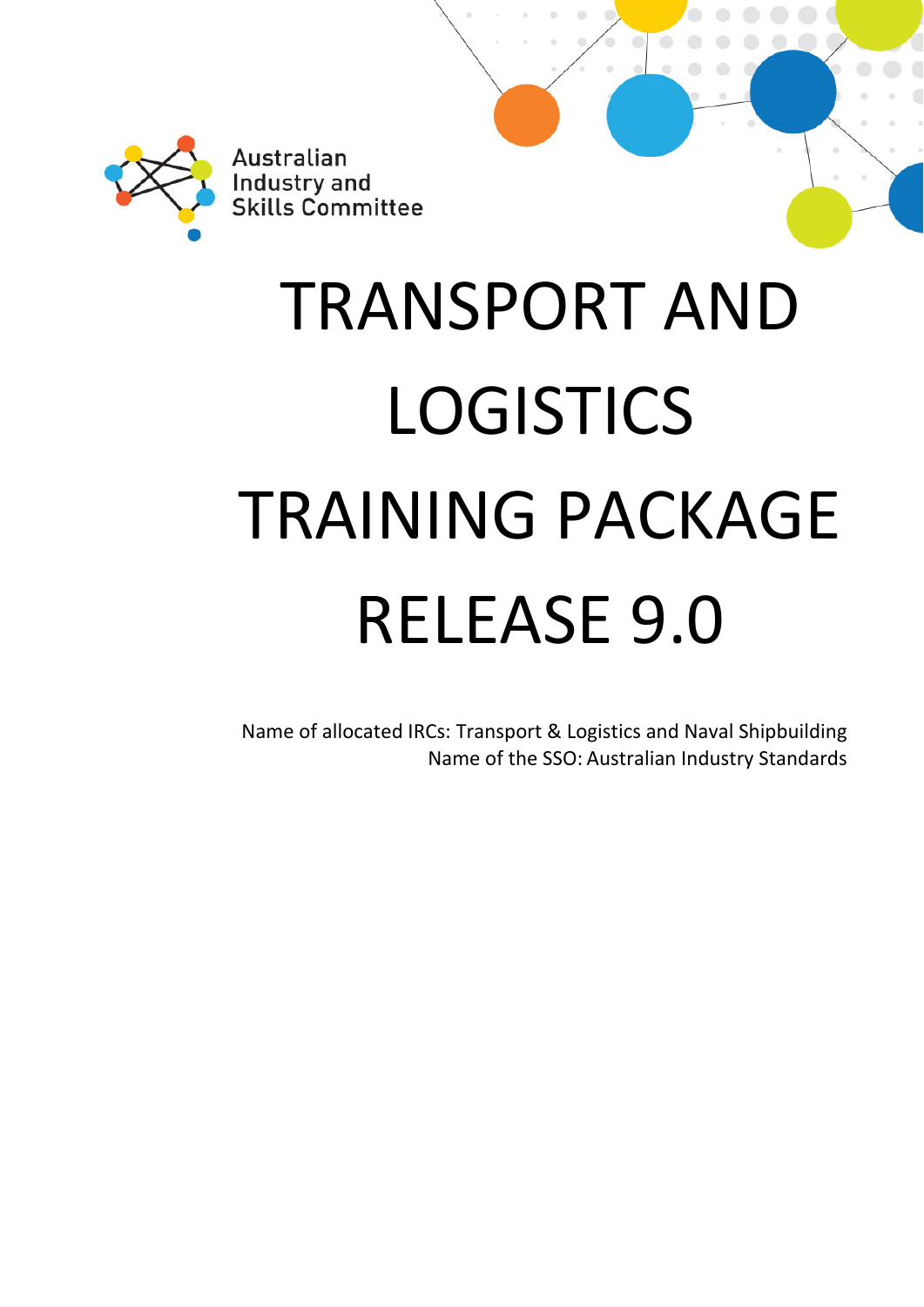Australian Industry and Skills Committee

# TRANSPORT AND LOGISTICS TRAINING PACKAGE RELEASE 9.0

Name of allocated IRCs: Transport & Logistics and Naval Shipbuilding
Name of the SSO: Australian Industry Standards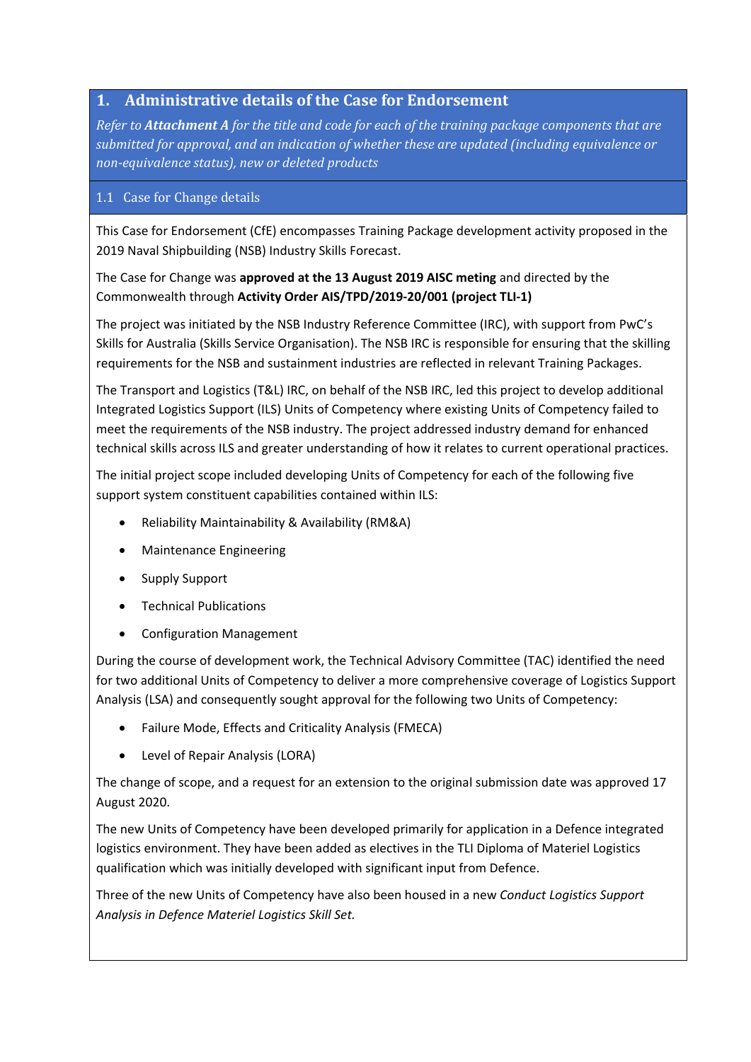## 1. Administrative details of the Case for Endorsement

*Refer to **Attachment A** for the title and code for each of the training package components that are submitted for approval, and an indication of whether these are updated (including equivalence or non-equivalence status), new or deleted products*

### 1.1 Case for Change details

This Case for Endorsement (CfE) encompasses Training Package development activity proposed in the 2019 Naval Shipbuilding (NSB) Industry Skills Forecast.

The Case for Change was **approved at the 13 August 2019 AISC meeting** and directed by the Commonwealth through **Activity Order AIS/TPD/2019-20/001 (project TLI-1)**

The project was initiated by the NSB Industry Reference Committee (IRC), with support from PwC's Skills for Australia (Skills Service Organisation). The NSB IRC is responsible for ensuring that the skilling requirements for the NSB and sustainment industries are reflected in relevant Training Packages.

The Transport and Logistics (T&L) IRC, on behalf of the NSB IRC, led this project to develop additional Integrated Logistics Support (ILS) Units of Competency where existing Units of Competency failed to meet the requirements of the NSB industry. The project addressed industry demand for enhanced technical skills across ILS and greater understanding of how it relates to current operational practices.

The initial project scope included developing Units of Competency for each of the following five support system constituent capabilities contained within ILS:

- Reliability Maintainability & Availability (RM&A)
- Maintenance Engineering
- Supply Support
- Technical Publications
- Configuration Management

During the course of development work, the Technical Advisory Committee (TAC) identified the need for two additional Units of Competency to deliver a more comprehensive coverage of Logistics Support Analysis (LSA) and consequently sought approval for the following two Units of Competency:

- Failure Mode, Effects and Criticality Analysis (FMECA)
- Level of Repair Analysis (LORA)

The change of scope, and a request for an extension to the original submission date was approved 17 August 2020.

The new Units of Competency have been developed primarily for application in a Defence integrated logistics environment. They have been added as electives in the TLI Diploma of Materiel Logistics qualification which was initially developed with significant input from Defence.

Three of the new Units of Competency have also been housed in a new *Conduct Logistics Support Analysis in Defence Materiel Logistics Skill Set.*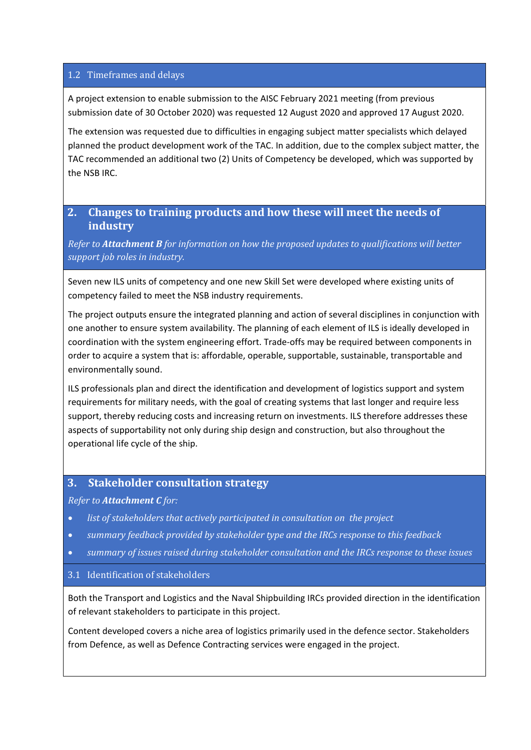### 1.2 Timeframes and delays

A project extension to enable submission to the AISC February 2021 meeting (from previous submission date of 30 October 2020) was requested 12 August 2020 and approved 17 August 2020.

The extension was requested due to difficulties in engaging subject matter specialists which delayed planned the product development work of the TAC. In addition, due to the complex subject matter, the TAC recommended an additional two (2) Units of Competency be developed, which was supported by the NSB IRC.

## 2. Changes to training products and how these will meet the needs of industry

*Refer to* ***Attachment B*** *for information on how the proposed updates to qualifications will better support job roles in industry.*

Seven new ILS units of competency and one new Skill Set were developed where existing units of competency failed to meet the NSB industry requirements.

The project outputs ensure the integrated planning and action of several disciplines in conjunction with one another to ensure system availability. The planning of each element of ILS is ideally developed in coordination with the system engineering effort. Trade-offs may be required between components in order to acquire a system that is: affordable, operable, supportable, sustainable, transportable and environmentally sound.

ILS professionals plan and direct the identification and development of logistics support and system requirements for military needs, with the goal of creating systems that last longer and require less support, thereby reducing costs and increasing return on investments. ILS therefore addresses these aspects of supportability not only during ship design and construction, but also throughout the operational life cycle of the ship.

## 3. Stakeholder consultation strategy

*Refer to* ***Attachment C*** *for:*

- *list of stakeholders that actively participated in consultation on the project*
- *summary feedback provided by stakeholder type and the IRCs response to this feedback*
- *summary of issues raised during stakeholder consultation and the IRCs response to these issues*

### 3.1 Identification of stakeholders

Both the Transport and Logistics and the Naval Shipbuilding IRCs provided direction in the identification of relevant stakeholders to participate in this project.

Content developed covers a niche area of logistics primarily used in the defence sector. Stakeholders from Defence, as well as Defence Contracting services were engaged in the project.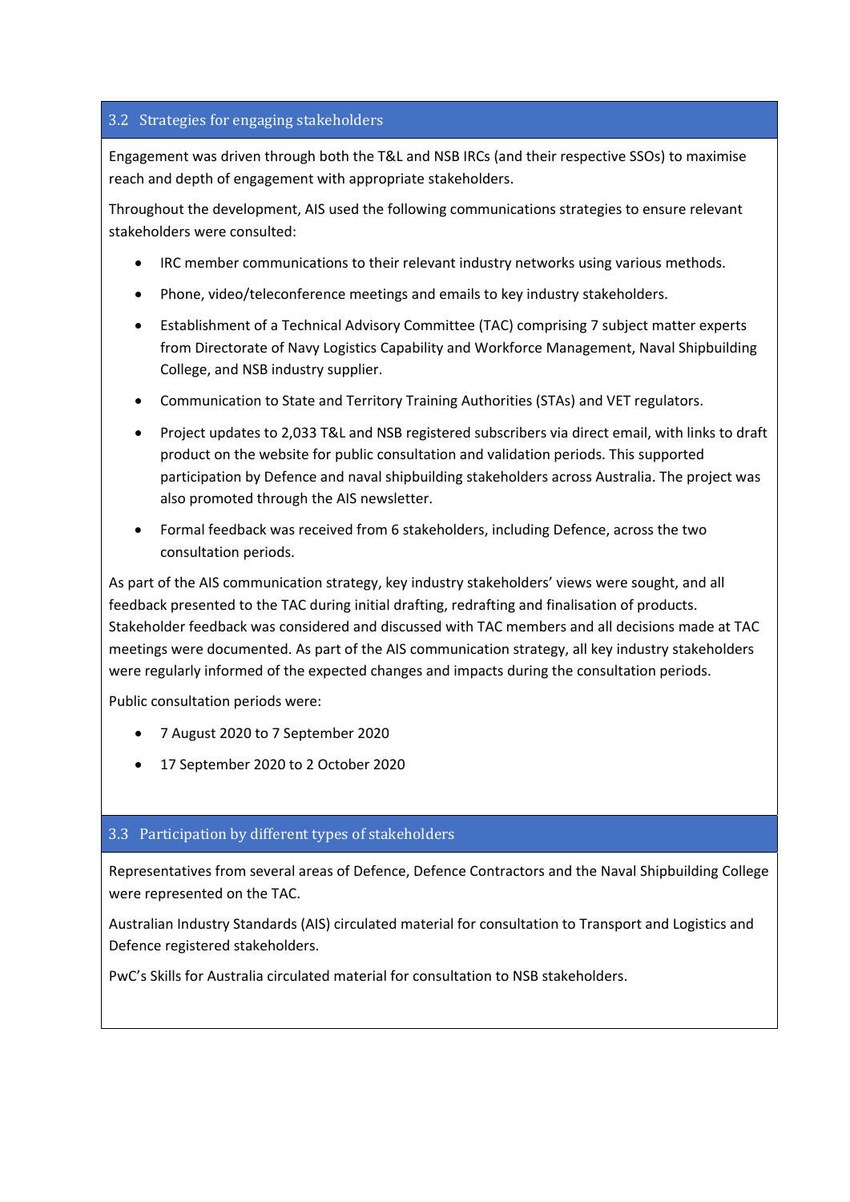## 3.2 Strategies for engaging stakeholders

Engagement was driven through both the T&L and NSB IRCs (and their respective SSOs) to maximise reach and depth of engagement with appropriate stakeholders.

Throughout the development, AIS used the following communications strategies to ensure relevant stakeholders were consulted:

- IRC member communications to their relevant industry networks using various methods.
- Phone, video/teleconference meetings and emails to key industry stakeholders.
- Establishment of a Technical Advisory Committee (TAC) comprising 7 subject matter experts from Directorate of Navy Logistics Capability and Workforce Management, Naval Shipbuilding College, and NSB industry supplier.
- Communication to State and Territory Training Authorities (STAs) and VET regulators.
- Project updates to 2,033 T&L and NSB registered subscribers via direct email, with links to draft product on the website for public consultation and validation periods. This supported participation by Defence and naval shipbuilding stakeholders across Australia. The project was also promoted through the AIS newsletter.
- Formal feedback was received from 6 stakeholders, including Defence, across the two consultation periods.

As part of the AIS communication strategy, key industry stakeholders' views were sought, and all feedback presented to the TAC during initial drafting, redrafting and finalisation of products. Stakeholder feedback was considered and discussed with TAC members and all decisions made at TAC meetings were documented. As part of the AIS communication strategy, all key industry stakeholders were regularly informed of the expected changes and impacts during the consultation periods.

Public consultation periods were:

- 7 August 2020 to 7 September 2020
- 17 September 2020 to 2 October 2020

## 3.3 Participation by different types of stakeholders

Representatives from several areas of Defence, Defence Contractors and the Naval Shipbuilding College were represented on the TAC.

Australian Industry Standards (AIS) circulated material for consultation to Transport and Logistics and Defence registered stakeholders.

PwC's Skills for Australia circulated material for consultation to NSB stakeholders.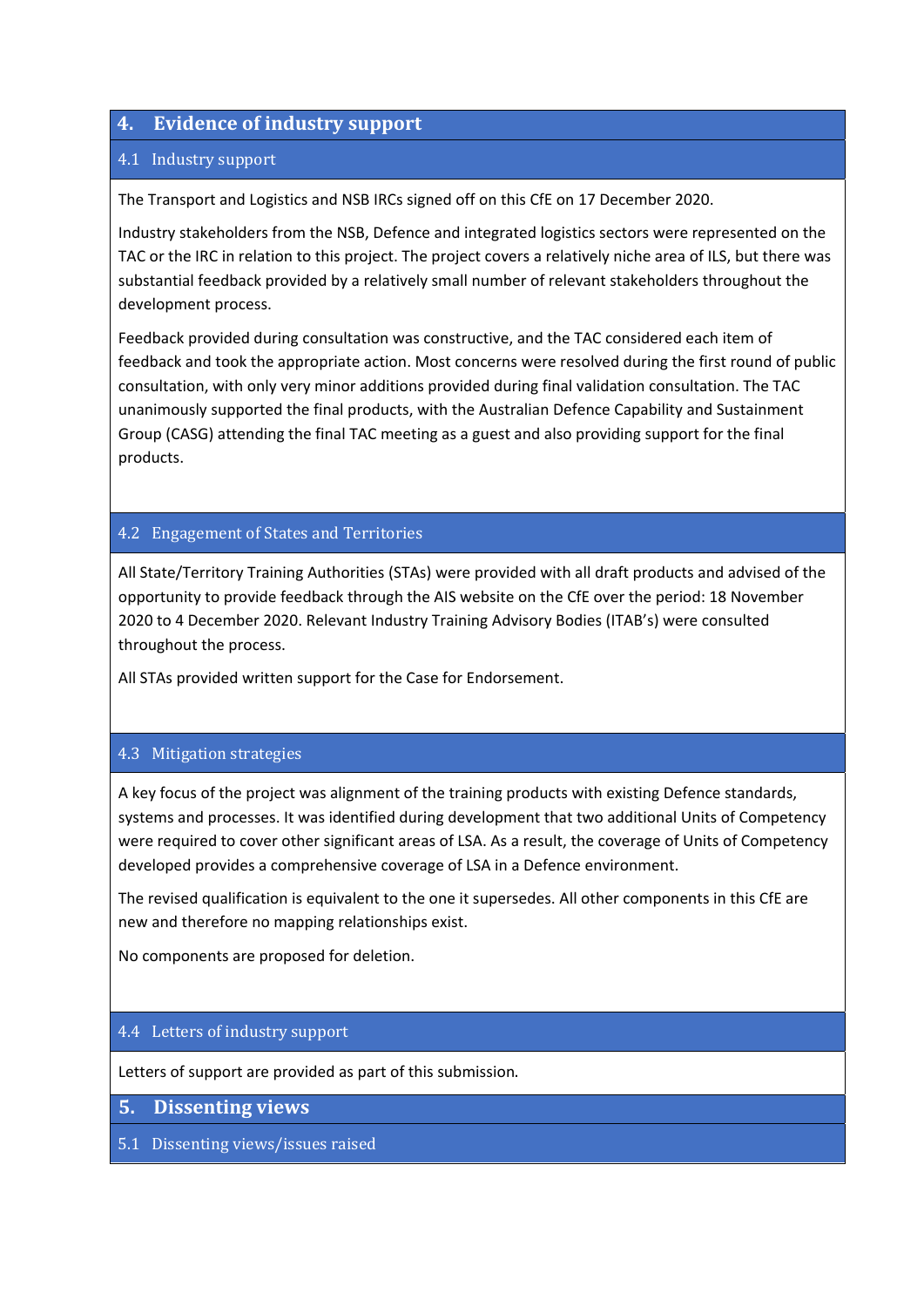## 4. Evidence of industry support

### 4.1 Industry support

The Transport and Logistics and NSB IRCs signed off on this CfE on 17 December 2020.

Industry stakeholders from the NSB, Defence and integrated logistics sectors were represented on the TAC or the IRC in relation to this project. The project covers a relatively niche area of ILS, but there was substantial feedback provided by a relatively small number of relevant stakeholders throughout the development process.

Feedback provided during consultation was constructive, and the TAC considered each item of feedback and took the appropriate action. Most concerns were resolved during the first round of public consultation, with only very minor additions provided during final validation consultation. The TAC unanimously supported the final products, with the Australian Defence Capability and Sustainment Group (CASG) attending the final TAC meeting as a guest and also providing support for the final products.

### 4.2 Engagement of States and Territories

All State/Territory Training Authorities (STAs) were provided with all draft products and advised of the opportunity to provide feedback through the AIS website on the CfE over the period: 18 November 2020 to 4 December 2020. Relevant Industry Training Advisory Bodies (ITAB's) were consulted throughout the process.

All STAs provided written support for the Case for Endorsement.

### 4.3 Mitigation strategies

A key focus of the project was alignment of the training products with existing Defence standards, systems and processes. It was identified during development that two additional Units of Competency were required to cover other significant areas of LSA. As a result, the coverage of Units of Competency developed provides a comprehensive coverage of LSA in a Defence environment.

The revised qualification is equivalent to the one it supersedes. All other components in this CfE are new and therefore no mapping relationships exist.

No components are proposed for deletion.

### 4.4 Letters of industry support

Letters of support are provided as part of this submission.

## 5. Dissenting views

### 5.1 Dissenting views/issues raised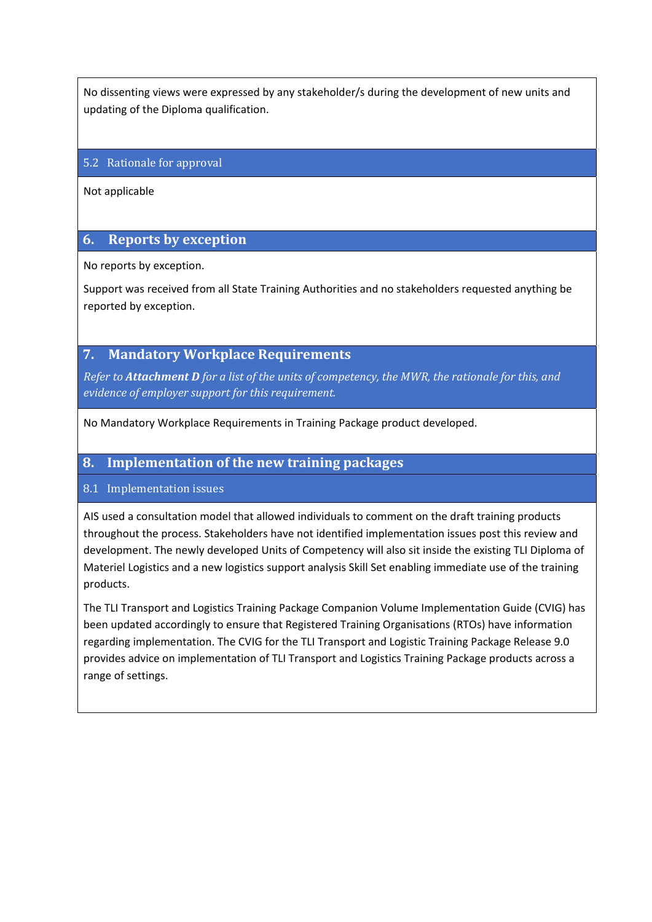No dissenting views were expressed by any stakeholder/s during the development of new units and updating of the Diploma qualification.

### 5.2 Rationale for approval

Not applicable

## 6. Reports by exception

No reports by exception.

Support was received from all State Training Authorities and no stakeholders requested anything be reported by exception.

## 7. Mandatory Workplace Requirements

*Refer to* ***Attachment D*** *for a list of the units of competency, the MWR, the rationale for this, and evidence of employer support for this requirement.*

No Mandatory Workplace Requirements in Training Package product developed.

## 8. Implementation of the new training packages

### 8.1 Implementation issues

AIS used a consultation model that allowed individuals to comment on the draft training products throughout the process. Stakeholders have not identified implementation issues post this review and development. The newly developed Units of Competency will also sit inside the existing TLI Diploma of Materiel Logistics and a new logistics support analysis Skill Set enabling immediate use of the training products.

The TLI Transport and Logistics Training Package Companion Volume Implementation Guide (CVIG) has been updated accordingly to ensure that Registered Training Organisations (RTOs) have information regarding implementation. The CVIG for the TLI Transport and Logistic Training Package Release 9.0 provides advice on implementation of TLI Transport and Logistics Training Package products across a range of settings.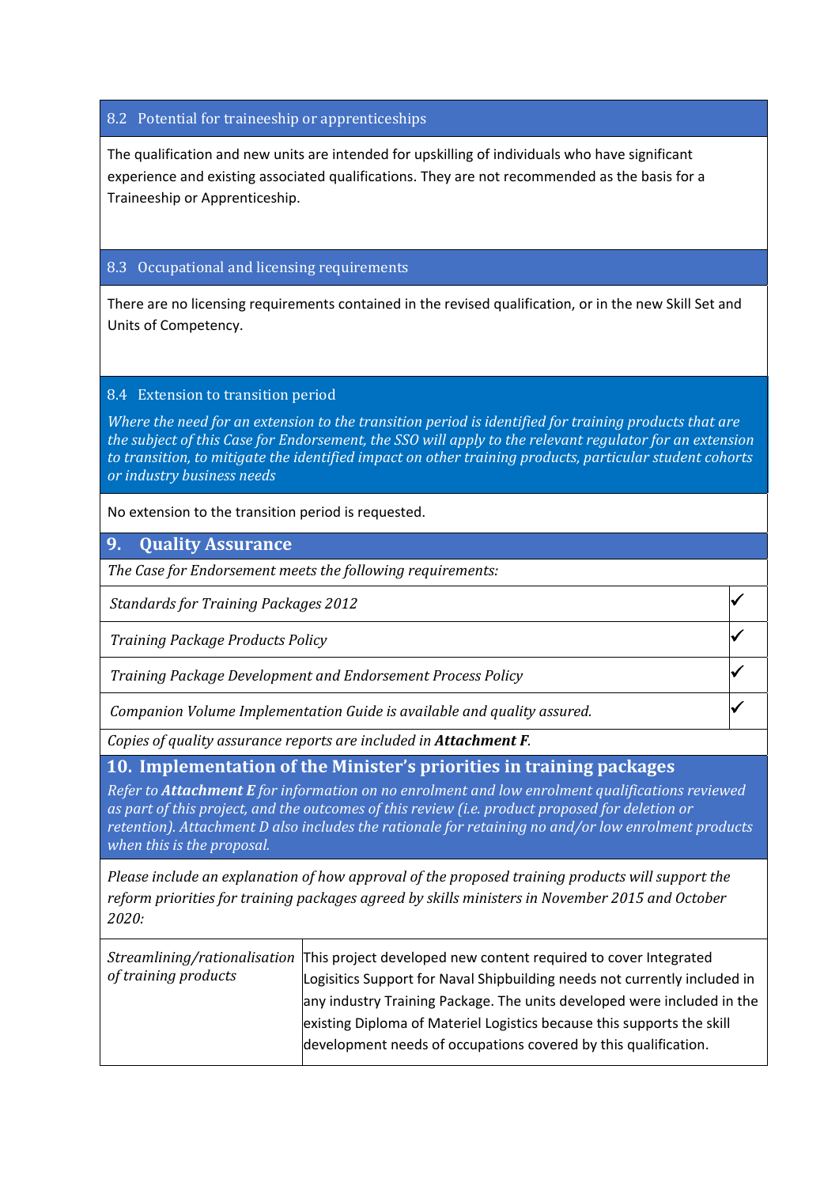### 8.2 Potential for traineeship or apprenticeships

The qualification and new units are intended for upskilling of individuals who have significant experience and existing associated qualifications. They are not recommended as the basis for a Traineeship or Apprenticeship.

### 8.3 Occupational and licensing requirements

There are no licensing requirements contained in the revised qualification, or in the new Skill Set and Units of Competency.

### 8.4 Extension to transition period

*Where the need for an extension to the transition period is identified for training products that are the subject of this Case for Endorsement, the SSO will apply to the relevant regulator for an extension to transition, to mitigate the identified impact on other training products, particular student cohorts or industry business needs*

No extension to the transition period is requested.

## 9. Quality Assurance

*The Case for Endorsement meets the following requirements:*

| Requirement | |
|---|---|
| *Standards for Training Packages 2012* | ✓ |
| *Training Package Products Policy* | ✓ |
| *Training Package Development and Endorsement Process Policy* | ✓ |
| *Companion Volume Implementation Guide is available and quality assured.* | ✓ |

*Copies of quality assurance reports are included in **Attachment F**.*

## 10. Implementation of the Minister's priorities in training packages

*Refer to **Attachment E** for information on no enrolment and low enrolment qualifications reviewed as part of this project, and the outcomes of this review (i.e. product proposed for deletion or retention). Attachment D also includes the rationale for retaining no and/or low enrolment products when this is the proposal.*

*Please include an explanation of how approval of the proposed training products will support the reform priorities for training packages agreed by skills ministers in November 2015 and October 2020:*

| Priority | Explanation |
|---|---|
| *Streamlining/rationalisation of training products* | This project developed new content required to cover Integrated Logisitics Support for Naval Shipbuilding needs not currently included in any industry Training Package. The units developed were included in the existing Diploma of Materiel Logistics because this supports the skill development needs of occupations covered by this qualification. |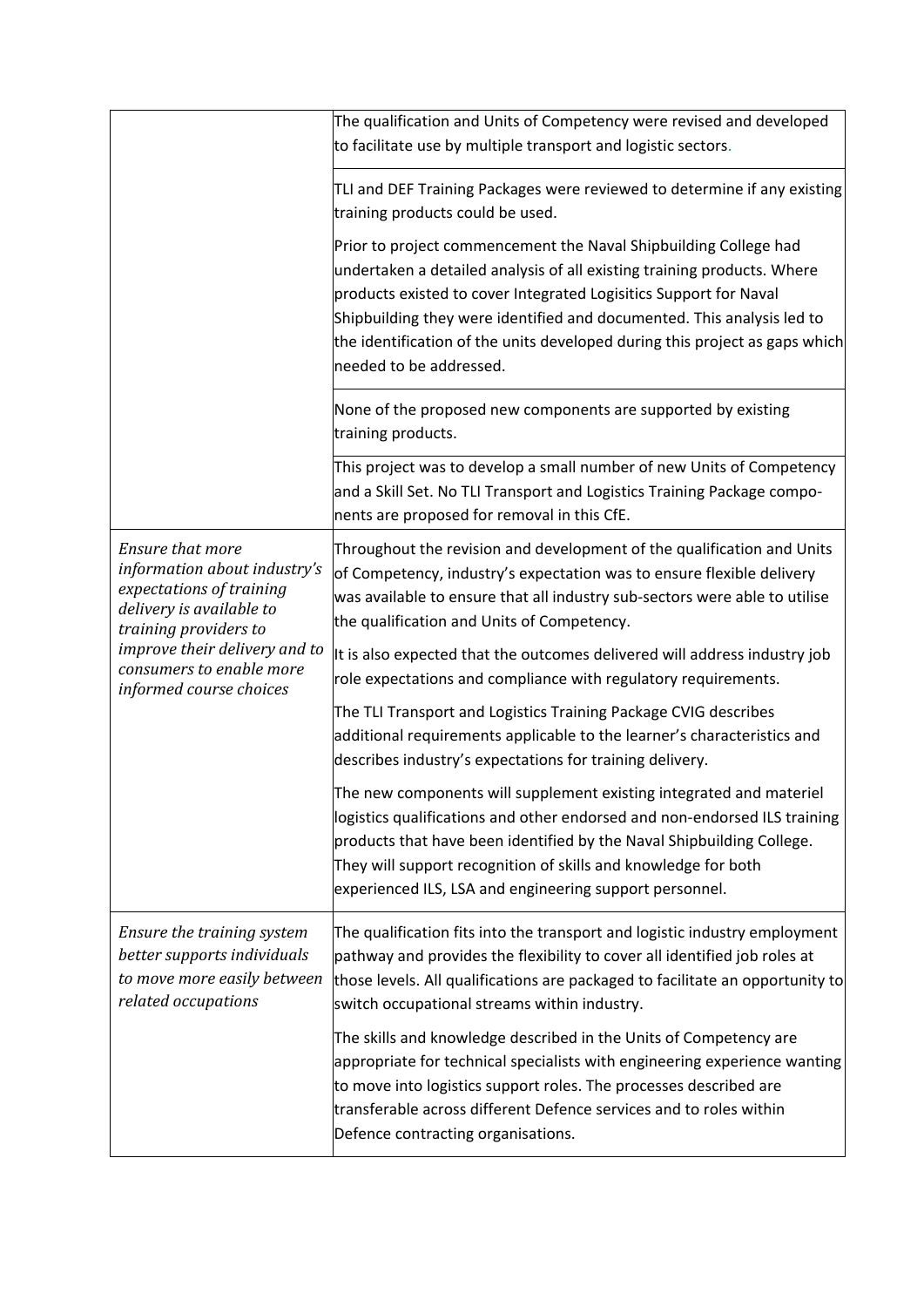| | |
|---|---|
| | The qualification and Units of Competency were revised and developed to facilitate use by multiple transport and logistic sectors. |
| | TLI and DEF Training Packages were reviewed to determine if any existing training products could be used.<br><br>Prior to project commencement the Naval Shipbuilding College had undertaken a detailed analysis of all existing training products. Where products existed to cover Integrated Logisitics Support for Naval Shipbuilding they were identified and documented. This analysis led to the identification of the units developed during this project as gaps which needed to be addressed. |
| | None of the proposed new components are supported by existing training products. |
| | This project was to develop a small number of new Units of Competency and a Skill Set. No TLI Transport and Logistics Training Package components are proposed for removal in this CfE. |
| *Ensure that more information about industry's expectations of training delivery is available to training providers to improve their delivery and to consumers to enable more informed course choices* | Throughout the revision and development of the qualification and Units of Competency, industry's expectation was to ensure flexible delivery was available to ensure that all industry sub-sectors were able to utilise the qualification and Units of Competency.<br><br>It is also expected that the outcomes delivered will address industry job role expectations and compliance with regulatory requirements.<br><br>The TLI Transport and Logistics Training Package CVIG describes additional requirements applicable to the learner's characteristics and describes industry's expectations for training delivery.<br><br>The new components will supplement existing integrated and materiel logistics qualifications and other endorsed and non-endorsed ILS training products that have been identified by the Naval Shipbuilding College. They will support recognition of skills and knowledge for both experienced ILS, LSA and engineering support personnel. |
| *Ensure the training system better supports individuals to move more easily between related occupations* | The qualification fits into the transport and logistic industry employment pathway and provides the flexibility to cover all identified job roles at those levels. All qualifications are packaged to facilitate an opportunity to switch occupational streams within industry.<br><br>The skills and knowledge described in the Units of Competency are appropriate for technical specialists with engineering experience wanting to move into logistics support roles. The processes described are transferable across different Defence services and to roles within Defence contracting organisations. |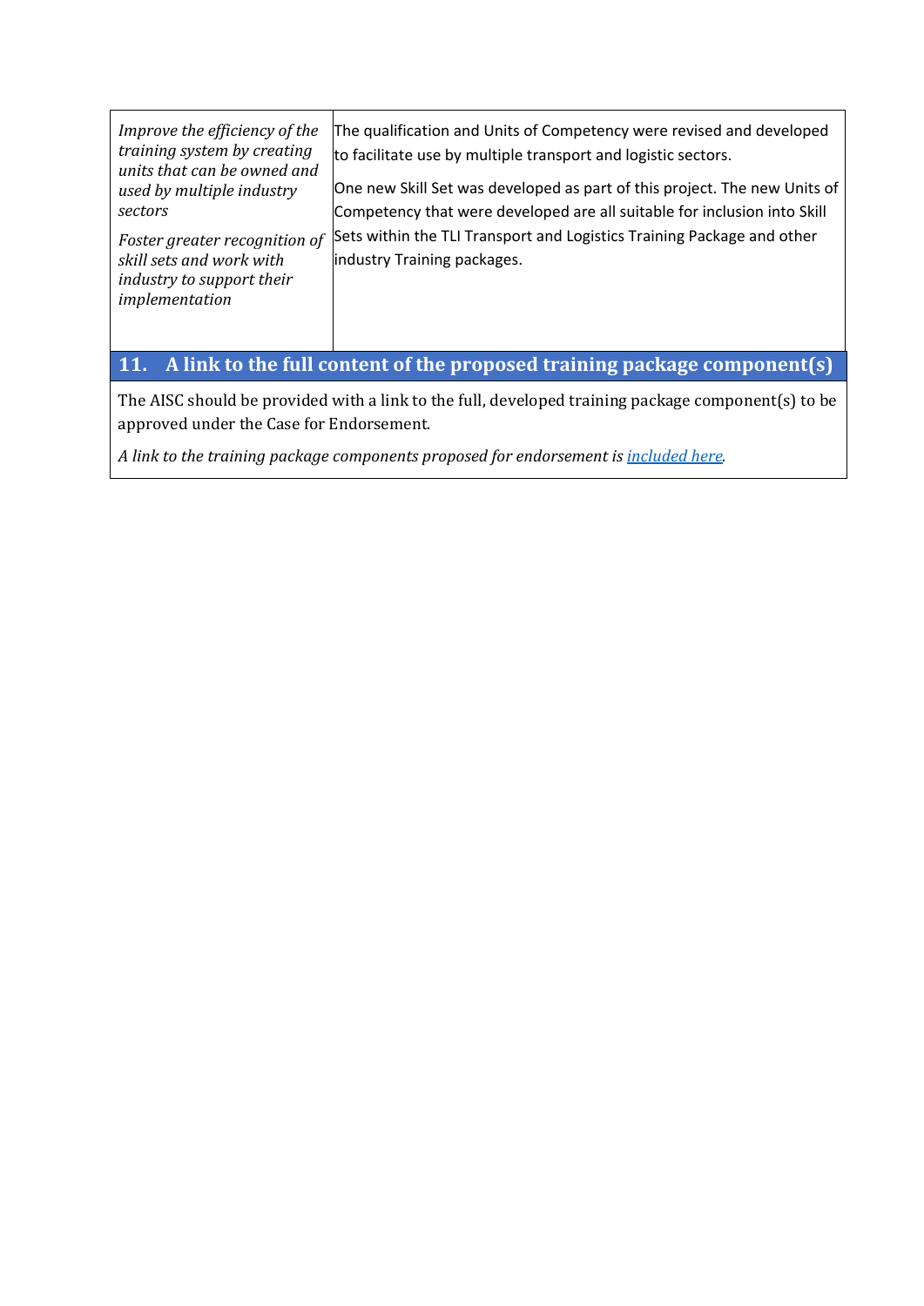| | |
|---|---|
| *Improve the efficiency of the training system by creating units that can be owned and used by multiple industry sectors*<br><br>*Foster greater recognition of skill sets and work with industry to support their implementation* | The qualification and Units of Competency were revised and developed to facilitate use by multiple transport and logistic sectors.<br><br>One new Skill Set was developed as part of this project. The new Units of Competency that were developed are all suitable for inclusion into Skill Sets within the TLI Transport and Logistics Training Package and other industry Training packages. |

## 11. A link to the full content of the proposed training package component(s)

The AISC should be provided with a link to the full, developed training package component(s) to be approved under the Case for Endorsement.

*A link to the training package components proposed for endorsement is included here.*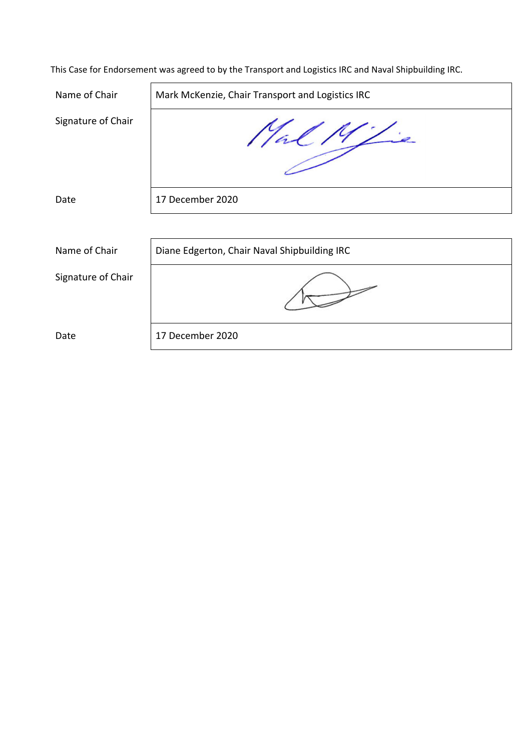This Case for Endorsement was agreed to by the Transport and Logistics IRC and Naval Shipbuilding IRC.

| | |
|---|---|
| Name of Chair | Mark McKenzie, Chair Transport and Logistics IRC |
| Signature of Chair | |
| Date | 17 December 2020 |

| | |
|---|---|
| Name of Chair | Diane Edgerton, Chair Naval Shipbuilding IRC |
| Signature of Chair | |
| Date | 17 December 2020 |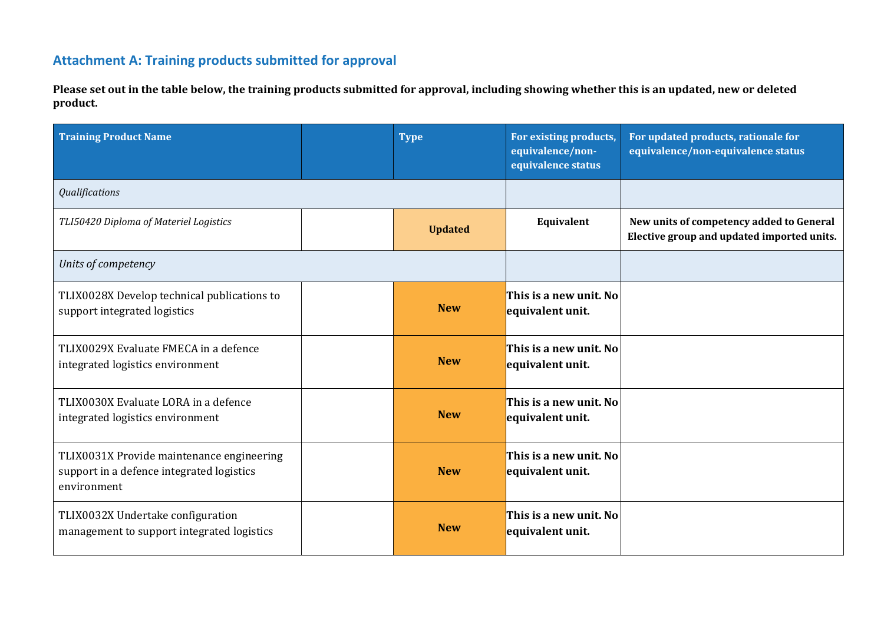## Attachment A: Training products submitted for approval

**Please set out in the table below, the training products submitted for approval, including showing whether this is an updated, new or deleted product.**

| Training Product Name | | Type | For existing products, equivalence/non-equivalence status | For updated products, rationale for equivalence/non-equivalence status |
|---|---|---|---|---|
| *Qualifications* | | | | |
| *TLI50420 Diploma of Materiel Logistics* | | **Updated** | **Equivalent** | **New units of competency added to General Elective group and updated imported units.** |
| *Units of competency* | | | | |
| TLIX0028X Develop technical publications to support integrated logistics | | **New** | **This is a new unit. No equivalent unit.** | |
| TLIX0029X Evaluate FMECA in a defence integrated logistics environment | | **New** | **This is a new unit. No equivalent unit.** | |
| TLIX0030X Evaluate LORA in a defence integrated logistics environment | | **New** | **This is a new unit. No equivalent unit.** | |
| TLIX0031X Provide maintenance engineering support in a defence integrated logistics environment | | **New** | **This is a new unit. No equivalent unit.** | |
| TLIX0032X Undertake configuration management to support integrated logistics | | **New** | **This is a new unit. No equivalent unit.** | |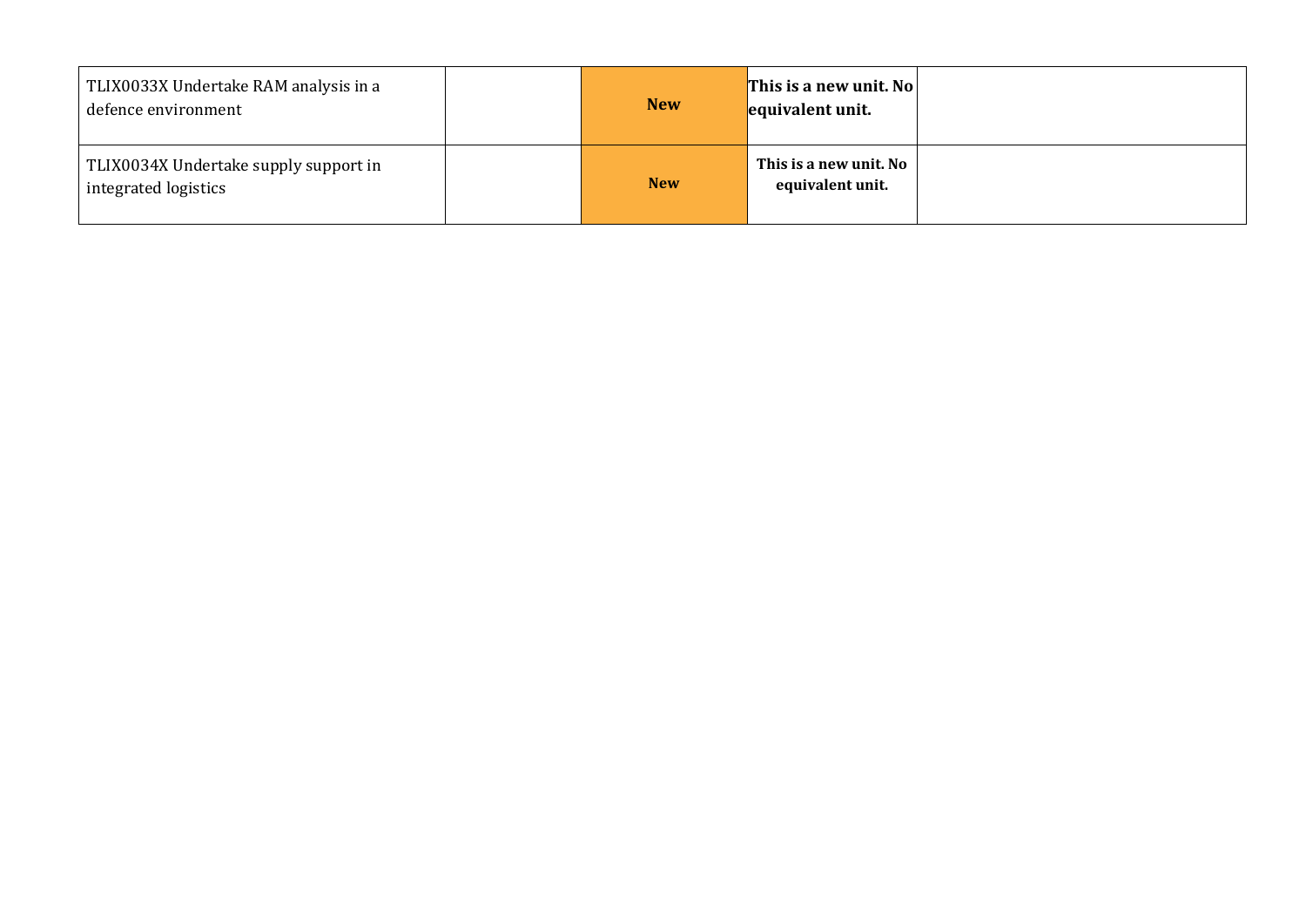| | | | | |
|---|---|---|---|---|
| TLIX0033X Undertake RAM analysis in a defence environment | | **New** | **This is a new unit. No equivalent unit.** | |
| TLIX0034X Undertake supply support in integrated logistics | | **New** | **This is a new unit. No equivalent unit.** | |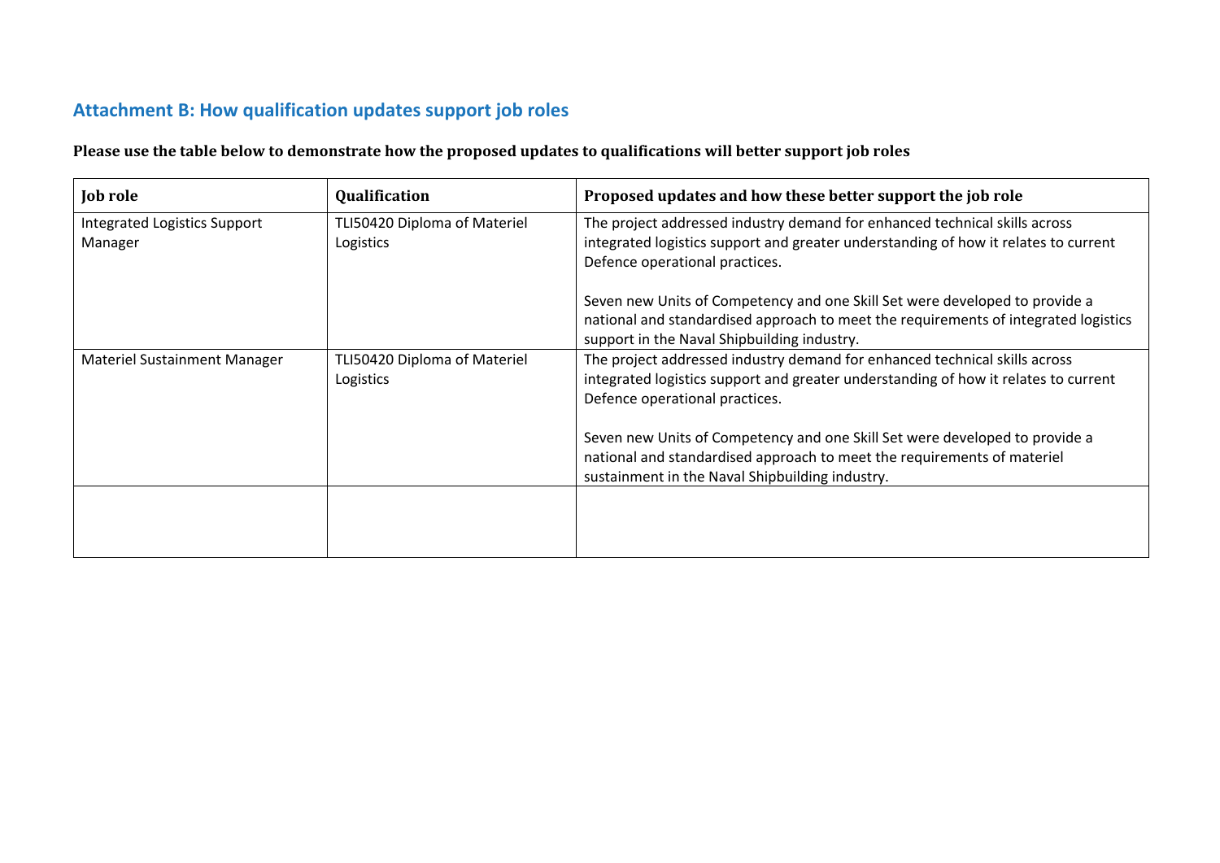## Attachment B: How qualification updates support job roles

**Please use the table below to demonstrate how the proposed updates to qualifications will better support job roles**

| Job role | Qualification | Proposed updates and how these better support the job role |
|---|---|---|
| Integrated Logistics Support Manager | TLI50420 Diploma of Materiel Logistics | The project addressed industry demand for enhanced technical skills across integrated logistics support and greater understanding of how it relates to current Defence operational practices.<br><br>Seven new Units of Competency and one Skill Set were developed to provide a national and standardised approach to meet the requirements of integrated logistics support in the Naval Shipbuilding industry. |
| Materiel Sustainment Manager | TLI50420 Diploma of Materiel Logistics | The project addressed industry demand for enhanced technical skills across integrated logistics support and greater understanding of how it relates to current Defence operational practices.<br><br>Seven new Units of Competency and one Skill Set were developed to provide a national and standardised approach to meet the requirements of materiel sustainment in the Naval Shipbuilding industry. |
| | | |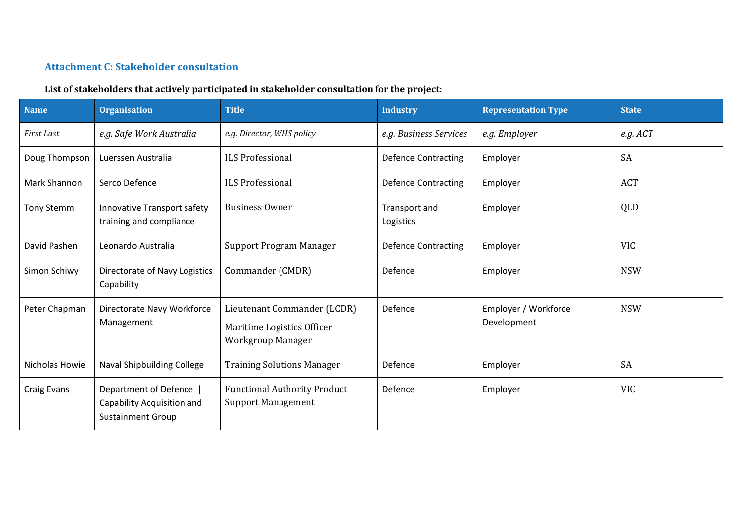## Attachment C: Stakeholder consultation

**List of stakeholders that actively participated in stakeholder consultation for the project:**

| Name | Organisation | Title | Industry | Representation Type | State |
|---|---|---|---|---|---|
| *First Last* | *e.g. Safe Work Australia* | *e.g. Director, WHS policy* | *e.g. Business Services* | *e.g. Employer* | *e.g. ACT* |
| Doug Thompson | Luerssen Australia | ILS Professional | Defence Contracting | Employer | SA |
| Mark Shannon | Serco Defence | ILS Professional | Defence Contracting | Employer | ACT |
| Tony Stemm | Innovative Transport safety training and compliance | Business Owner | Transport and Logistics | Employer | QLD |
| David Pashen | Leonardo Australia | Support Program Manager | Defence Contracting | Employer | VIC |
| Simon Schiwy | Directorate of Navy Logistics Capability | Commander (CMDR) | Defence | Employer | NSW |
| Peter Chapman | Directorate Navy Workforce Management | Lieutenant Commander (LCDR) Maritime Logistics Officer Workgroup Manager | Defence | Employer / Workforce Development | NSW |
| Nicholas Howie | Naval Shipbuilding College | Training Solutions Manager | Defence | Employer | SA |
| Craig Evans | Department of Defence \| Capability Acquisition and Sustainment Group | Functional Authority Product Support Management | Defence | Employer | VIC |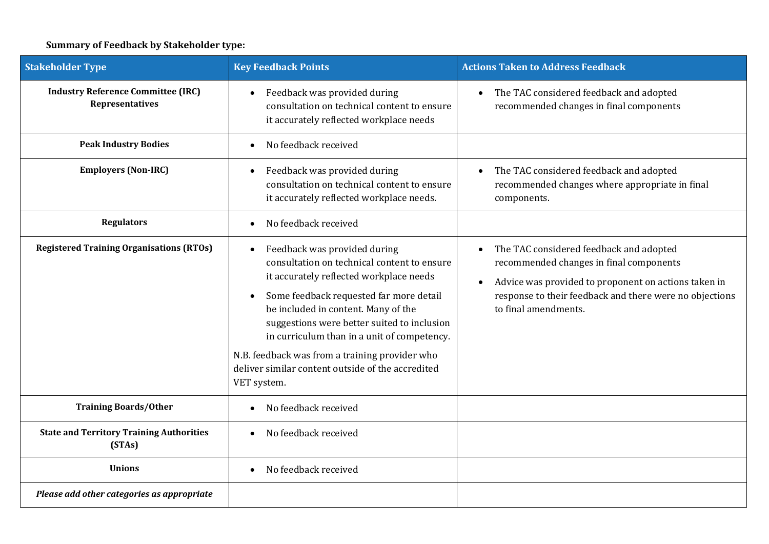**Summary of Feedback by Stakeholder type:**

| Stakeholder Type | Key Feedback Points | Actions Taken to Address Feedback |
|---|---|---|
| **Industry Reference Committee (IRC) Representatives** | • Feedback was provided during consultation on technical content to ensure it accurately reflected workplace needs | • The TAC considered feedback and adopted recommended changes in final components |
| **Peak Industry Bodies** | • No feedback received | |
| **Employers (Non-IRC)** | • Feedback was provided during consultation on technical content to ensure it accurately reflected workplace needs. | • The TAC considered feedback and adopted recommended changes where appropriate in final components. |
| **Regulators** | • No feedback received | |
| **Registered Training Organisations (RTOs)** | • Feedback was provided during consultation on technical content to ensure it accurately reflected workplace needs<br>• Some feedback requested far more detail be included in content. Many of the suggestions were better suited to inclusion in curriculum than in a unit of competency.<br>N.B. feedback was from a training provider who deliver similar content outside of the accredited VET system. | • The TAC considered feedback and adopted recommended changes in final components<br>• Advice was provided to proponent on actions taken in response to their feedback and there were no objections to final amendments. |
| **Training Boards/Other** | • No feedback received | |
| **State and Territory Training Authorities (STAs)** | • No feedback received | |
| **Unions** | • No feedback received | |
| ***Please add other categories as appropriate*** | | |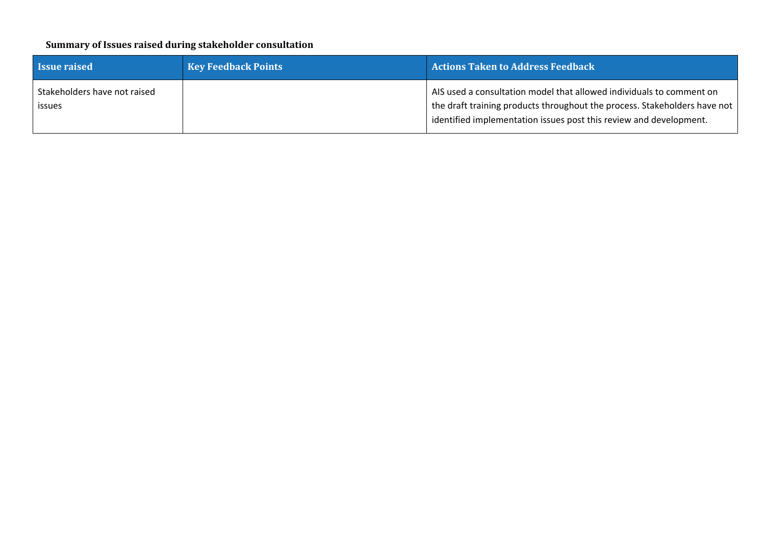**Summary of Issues raised during stakeholder consultation**

| Issue raised | Key Feedback Points | Actions Taken to Address Feedback |
| --- | --- | --- |
| Stakeholders have not raised issues | | AIS used a consultation model that allowed individuals to comment on the draft training products throughout the process. Stakeholders have not identified implementation issues post this review and development. |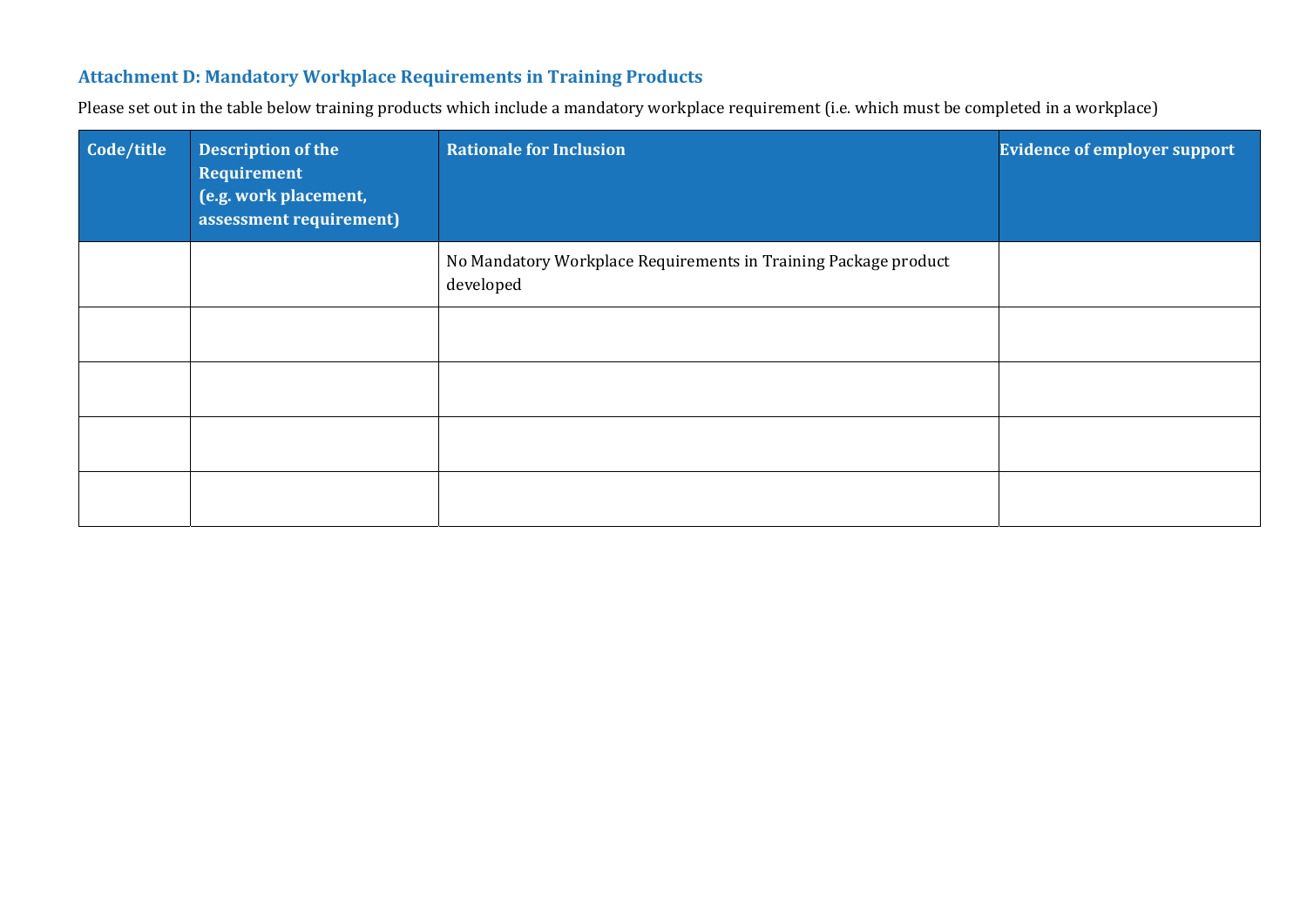### Attachment D: Mandatory Workplace Requirements in Training Products

Please set out in the table below training products which include a mandatory workplace requirement (i.e. which must be completed in a workplace)

| Code/title | Description of the Requirement (e.g. work placement, assessment requirement) | Rationale for Inclusion | Evidence of employer support |
|---|---|---|---|
| | | No Mandatory Workplace Requirements in Training Package product developed | |
| | | | |
| | | | |
| | | | |
| | | | |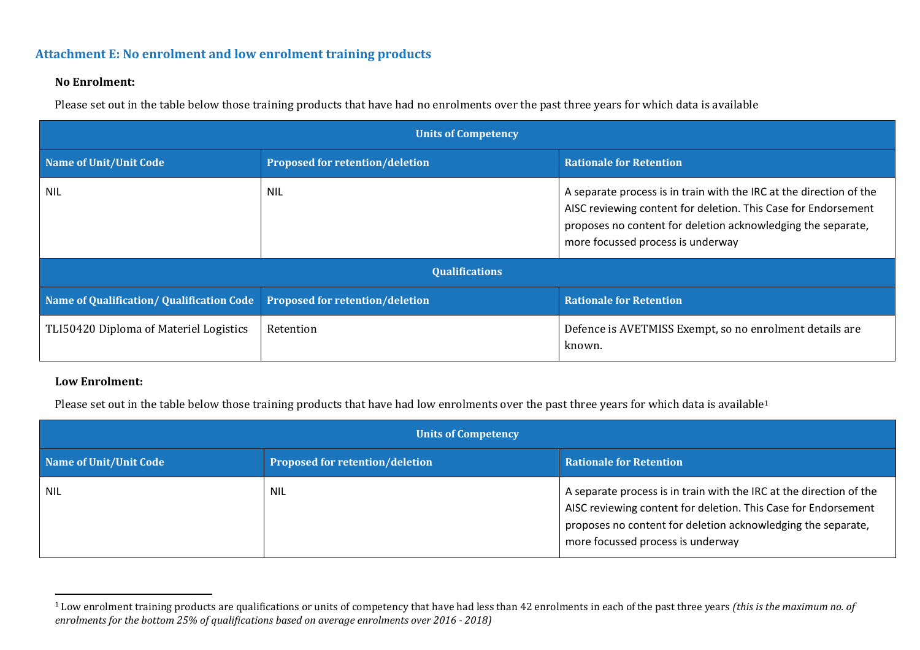## Attachment E: No enrolment and low enrolment training products

**No Enrolment:**

Please set out in the table below those training products that have had no enrolments over the past three years for which data is available

| Units of Competency | | |
|---|---|---|
| **Name of Unit/Unit Code** | **Proposed for retention/deletion** | **Rationale for Retention** |
| NIL | NIL | A separate process is in train with the IRC at the direction of the AISC reviewing content for deletion. This Case for Endorsement proposes no content for deletion acknowledging the separate, more focussed process is underway |
| **Qualifications** | | |
| **Name of Qualification/ Qualification Code** | **Proposed for retention/deletion** | **Rationale for Retention** |
| TLI50420 Diploma of Materiel Logistics | Retention | Defence is AVETMISS Exempt, so no enrolment details are known. |

**Low Enrolment:**

Please set out in the table below those training products that have had low enrolments over the past three years for which data is available[1]

| Units of Competency | | |
|---|---|---|
| **Name of Unit/Unit Code** | **Proposed for retention/deletion** | **Rationale for Retention** |
| NIL | NIL | A separate process is in train with the IRC at the direction of the AISC reviewing content for deletion. This Case for Endorsement proposes no content for deletion acknowledging the separate, more focussed process is underway |

[1] Low enrolment training products are qualifications or units of competency that have had less than 42 enrolments in each of the past three years *(this is the maximum no. of enrolments for the bottom 25% of qualifications based on average enrolments over 2016 - 2018)*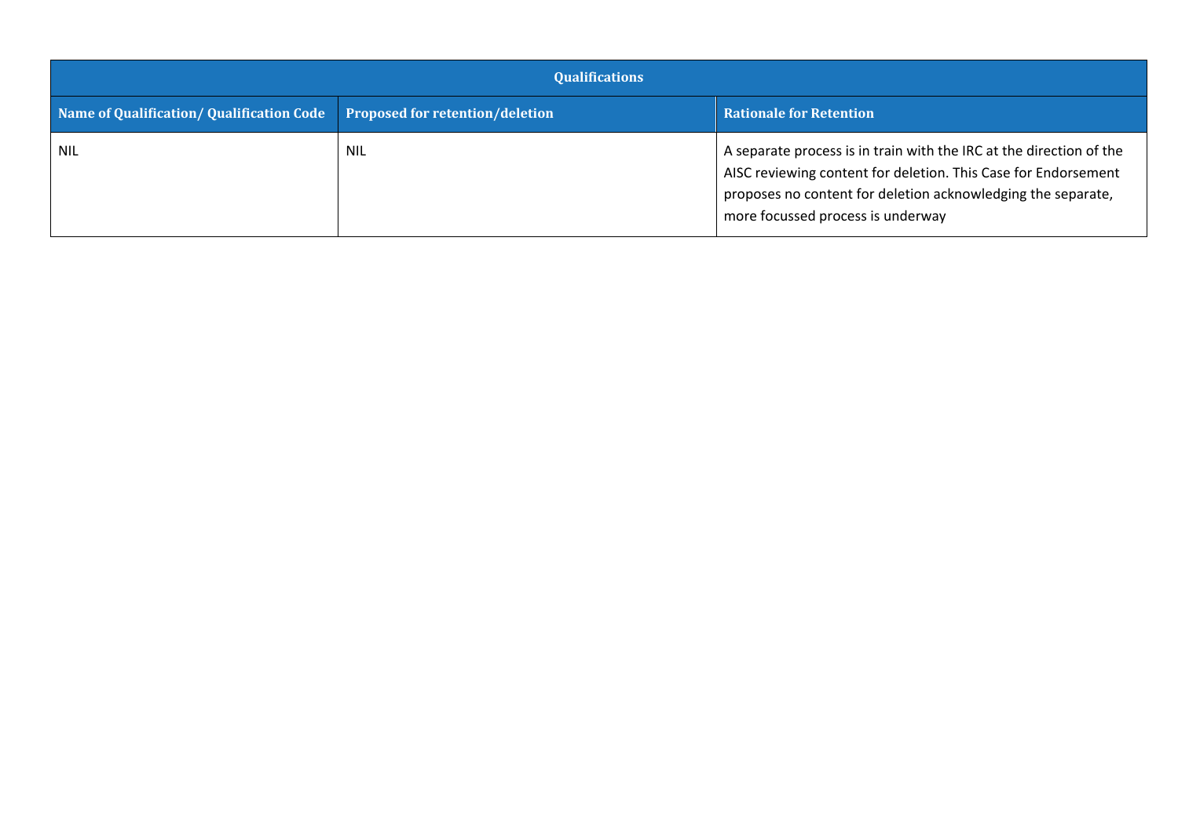| Qualifications | | |
|---|---|---|
| **Name of Qualification/ Qualification Code** | **Proposed for retention/deletion** | **Rationale for Retention** |
| NIL | NIL | A separate process is in train with the IRC at the direction of the AISC reviewing content for deletion. This Case for Endorsement proposes no content for deletion acknowledging the separate, more focussed process is underway |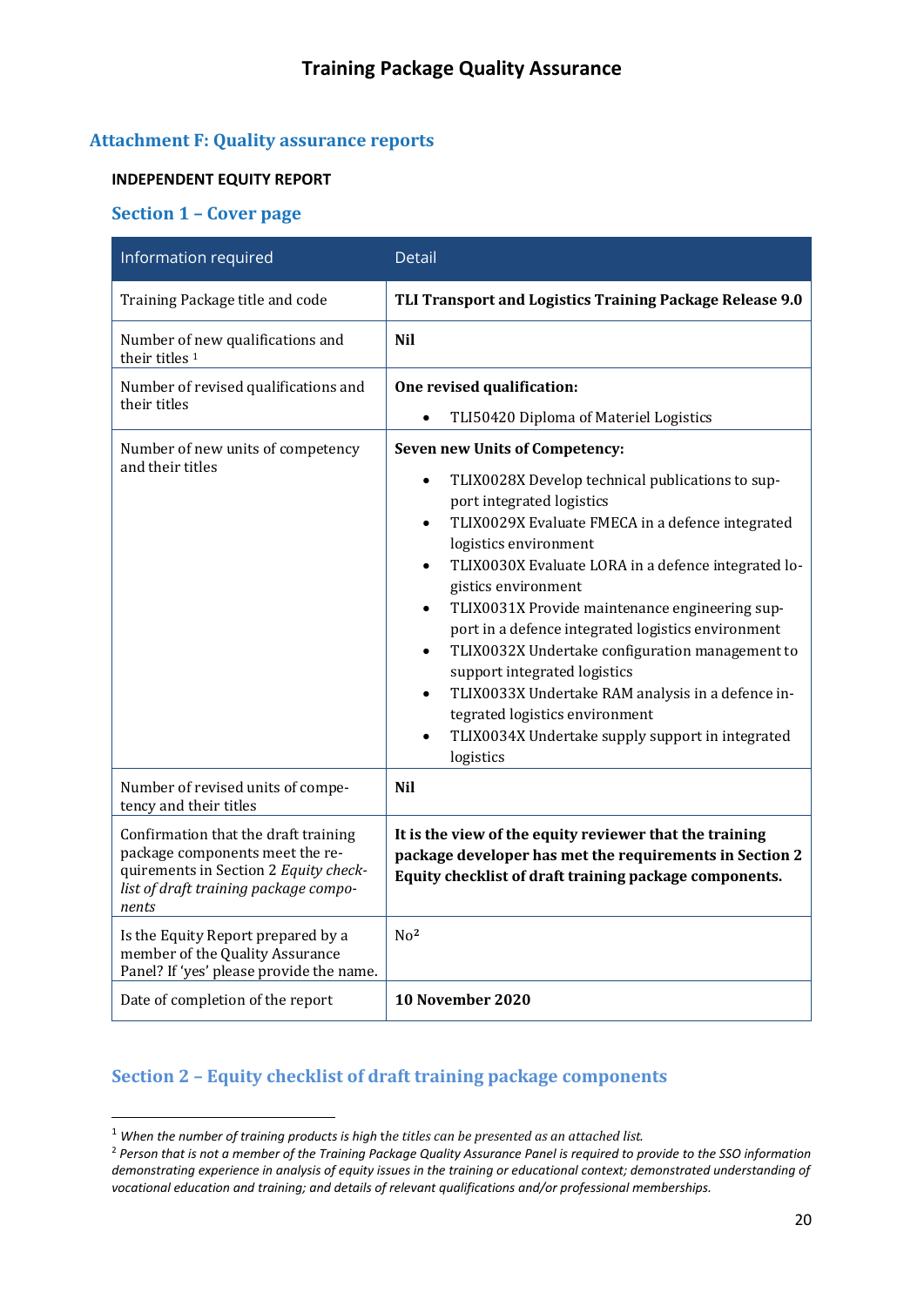## Attachment F: Quality assurance reports

**INDEPENDENT EQUITY REPORT**

### Section 1 – Cover page

| Information required | Detail |
| --- | --- |
| Training Package title and code | **TLI Transport and Logistics Training Package Release 9.0** |
| Number of new qualifications and their titles [1] | **Nil** |
| Number of revised qualifications and their titles | **One revised qualification:**<br>• TLI50420 Diploma of Materiel Logistics |
| Number of new units of competency and their titles | **Seven new Units of Competency:**<br>• TLIX0028X Develop technical publications to support integrated logistics<br>• TLIX0029X Evaluate FMECA in a defence integrated logistics environment<br>• TLIX0030X Evaluate LORA in a defence integrated logistics environment<br>• TLIX0031X Provide maintenance engineering support in a defence integrated logistics environment<br>• TLIX0032X Undertake configuration management to support integrated logistics<br>• TLIX0033X Undertake RAM analysis in a defence integrated logistics environment<br>• TLIX0034X Undertake supply support in integrated logistics |
| Number of revised units of competency and their titles | **Nil** |
| Confirmation that the draft training package components meet the requirements in Section 2 *Equity checklist of draft training package components* | **It is the view of the equity reviewer that the training package developer has met the requirements in Section 2 Equity checklist of draft training package components.** |
| Is the Equity Report prepared by a member of the Quality Assurance Panel? If 'yes' please provide the name. | No[2] |
| Date of completion of the report | **10 November 2020** |

### Section 2 – Equity checklist of draft training package components

[1] *When the number of training products is high the titles can be presented as an attached list.*

[2] *Person that is not a member of the Training Package Quality Assurance Panel is required to provide to the SSO information demonstrating experience in analysis of equity issues in the training or educational context; demonstrated understanding of vocational education and training; and details of relevant qualifications and/or professional memberships.*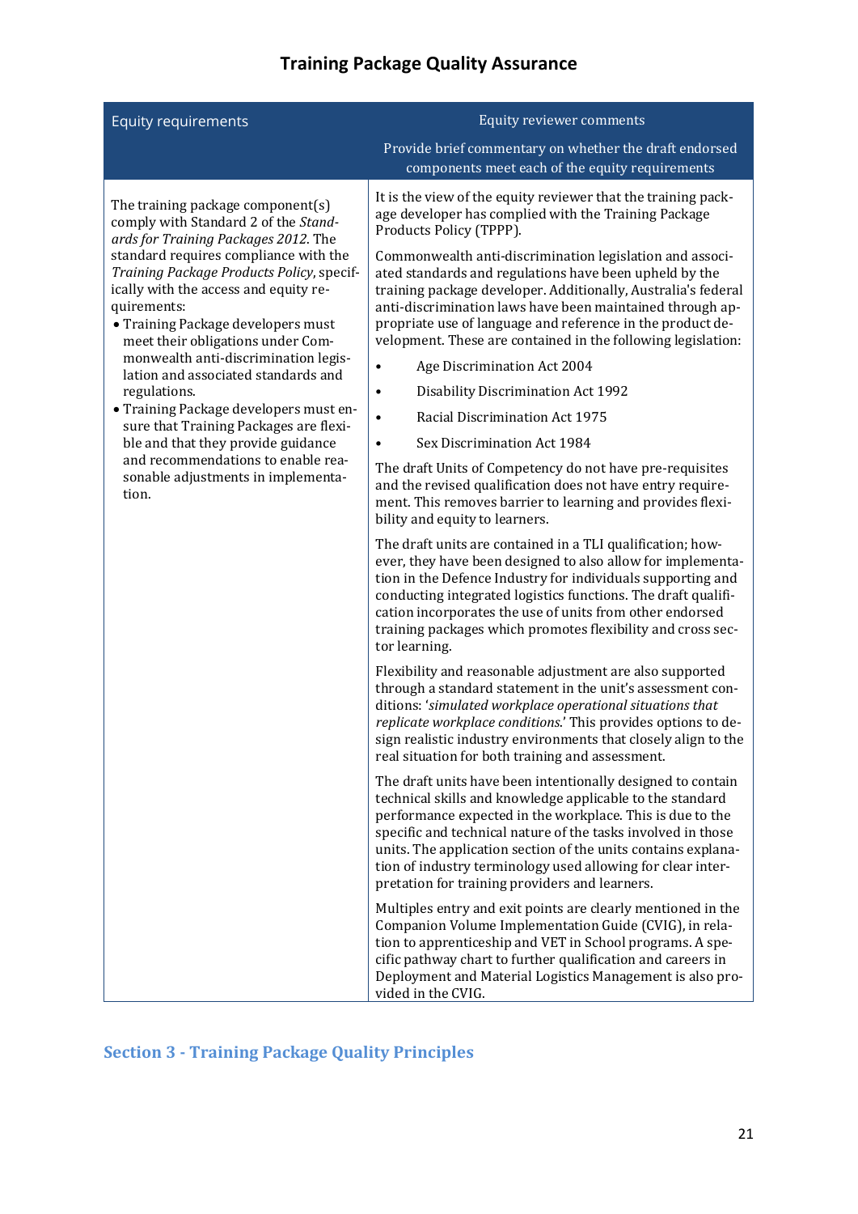## Training Package Quality Assurance

| Equity requirements | Equity reviewer comments<br><br>Provide brief commentary on whether the draft endorsed components meet each of the equity requirements |
|---|---|
| The training package component(s) comply with Standard 2 of the *Standards for Training Packages 2012*. The standard requires compliance with the *Training Package Products Policy*, specifically with the access and equity requirements:<br>• Training Package developers must meet their obligations under Commonwealth anti-discrimination legislation and associated standards and regulations.<br>• Training Package developers must ensure that Training Packages are flexible and that they provide guidance and recommendations to enable reasonable adjustments in implementation. | It is the view of the equity reviewer that the training package developer has complied with the Training Package Products Policy (TPPP).<br><br>Commonwealth anti-discrimination legislation and associated standards and regulations have been upheld by the training package developer. Additionally, Australia's federal anti-discrimination laws have been maintained through appropriate use of language and reference in the product development. These are contained in the following legislation:<br>• Age Discrimination Act 2004<br>• Disability Discrimination Act 1992<br>• Racial Discrimination Act 1975<br>• Sex Discrimination Act 1984<br><br>The draft Units of Competency do not have pre-requisites and the revised qualification does not have entry requirement. This removes barrier to learning and provides flexibility and equity to learners.<br><br>The draft units are contained in a TLI qualification; however, they have been designed to also allow for implementation in the Defence Industry for individuals supporting and conducting integrated logistics functions. The draft qualification incorporates the use of units from other endorsed training packages which promotes flexibility and cross sector learning.<br><br>Flexibility and reasonable adjustment are also supported through a standard statement in the unit's assessment conditions: '*simulated workplace operational situations that replicate workplace conditions*.' This provides options to design realistic industry environments that closely align to the real situation for both training and assessment.<br><br>The draft units have been intentionally designed to contain technical skills and knowledge applicable to the standard performance expected in the workplace. This is due to the specific and technical nature of the tasks involved in those units. The application section of the units contains explanation of industry terminology used allowing for clear interpretation for training providers and learners.<br><br>Multiples entry and exit points are clearly mentioned in the Companion Volume Implementation Guide (CVIG), in relation to apprenticeship and VET in School programs. A specific pathway chart to further qualification and careers in Deployment and Material Logistics Management is also provided in the CVIG. |

## Section 3 - Training Package Quality Principles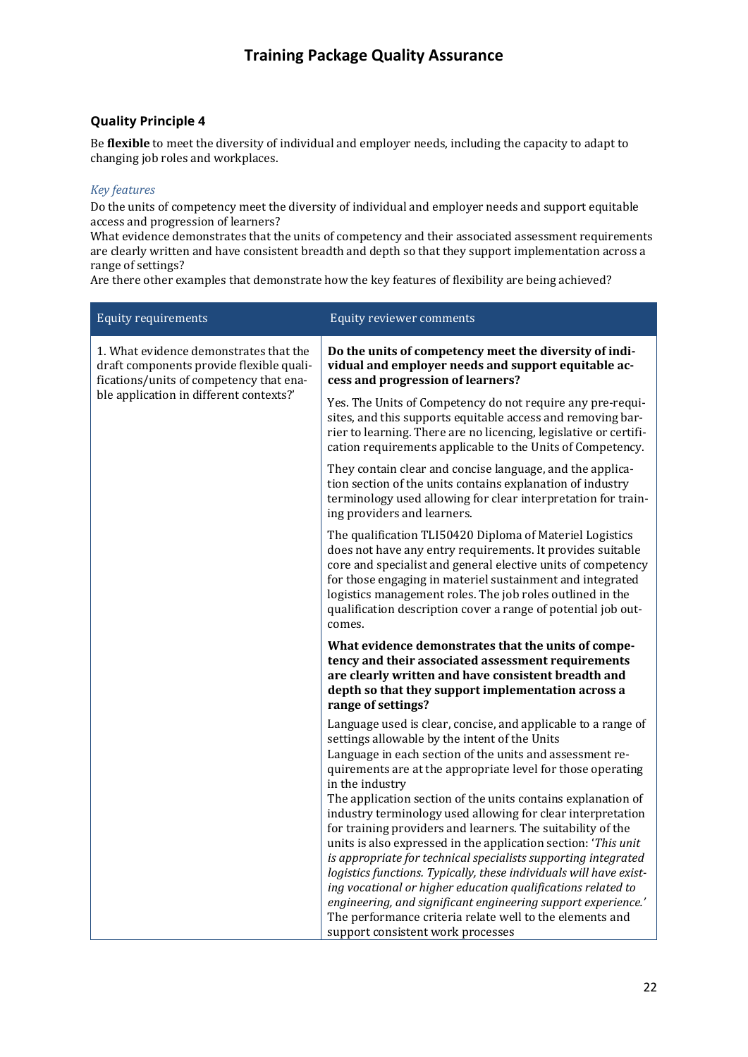## Quality Principle 4

Be **flexible** to meet the diversity of individual and employer needs, including the capacity to adapt to changing job roles and workplaces.

*Key features*

Do the units of competency meet the diversity of individual and employer needs and support equitable access and progression of learners?

What evidence demonstrates that the units of competency and their associated assessment requirements are clearly written and have consistent breadth and depth so that they support implementation across a range of settings?

Are there other examples that demonstrate how the key features of flexibility are being achieved?

| Equity requirements | Equity reviewer comments |
| --- | --- |
| 1. What evidence demonstrates that the draft components provide flexible qualifications/units of competency that enable application in different contexts?' | **Do the units of competency meet the diversity of individual and employer needs and support equitable access and progression of learners?**<br><br>Yes. The Units of Competency do not require any pre-requisites, and this supports equitable access and removing barrier to learning. There are no licencing, legislative or certification requirements applicable to the Units of Competency.<br><br>They contain clear and concise language, and the application section of the units contains explanation of industry terminology used allowing for clear interpretation for training providers and learners.<br><br>The qualification TLI50420 Diploma of Materiel Logistics does not have any entry requirements. It provides suitable core and specialist and general elective units of competency for those engaging in materiel sustainment and integrated logistics management roles. The job roles outlined in the qualification description cover a range of potential job outcomes.<br><br>**What evidence demonstrates that the units of competency and their associated assessment requirements are clearly written and have consistent breadth and depth so that they support implementation across a range of settings?**<br><br>Language used is clear, concise, and applicable to a range of settings allowable by the intent of the Units<br>Language in each section of the units and assessment requirements are at the appropriate level for those operating in the industry<br>The application section of the units contains explanation of industry terminology used allowing for clear interpretation for training providers and learners. The suitability of the units is also expressed in the application section: '*This unit is appropriate for technical specialists supporting integrated logistics functions. Typically, these individuals will have existing vocational or higher education qualifications related to engineering, and significant engineering support experience.*'<br>The performance criteria relate well to the elements and support consistent work processes |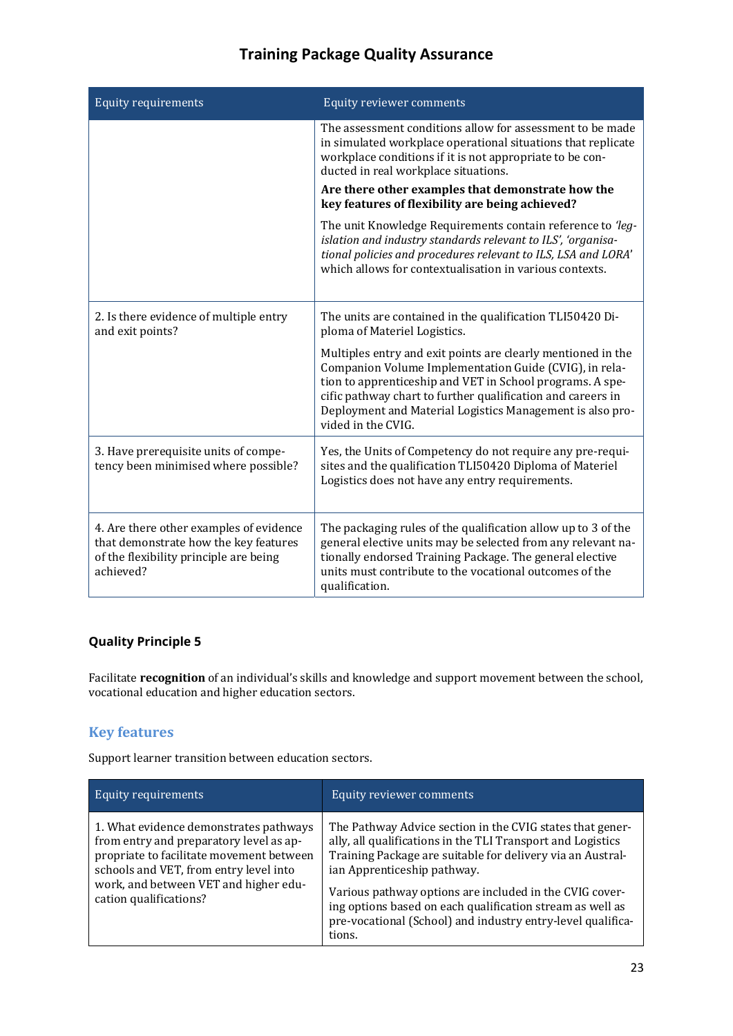| Equity requirements | Equity reviewer comments |
|---|---|
| | The assessment conditions allow for assessment to be made in simulated workplace operational situations that replicate workplace conditions if it is not appropriate to be conducted in real workplace situations. **Are there other examples that demonstrate how the key features of flexibility are being achieved?** The unit Knowledge Requirements contain reference to *'legislation and industry standards relevant to ILS', 'organisational policies and procedures relevant to ILS, LSA and LORA'* which allows for contextualisation in various contexts. |
| 2. Is there evidence of multiple entry and exit points? | The units are contained in the qualification TLI50420 Diploma of Materiel Logistics. Multiples entry and exit points are clearly mentioned in the Companion Volume Implementation Guide (CVIG), in relation to apprenticeship and VET in School programs. A specific pathway chart to further qualification and careers in Deployment and Material Logistics Management is also provided in the CVIG. |
| 3. Have prerequisite units of competency been minimised where possible? | Yes, the Units of Competency do not require any pre-requisites and the qualification TLI50420 Diploma of Materiel Logistics does not have any entry requirements. |
| 4. Are there other examples of evidence that demonstrate how the key features of the flexibility principle are being achieved? | The packaging rules of the qualification allow up to 3 of the general elective units may be selected from any relevant nationally endorsed Training Package. The general elective units must contribute to the vocational outcomes of the qualification. |

### Quality Principle 5

Facilitate **recognition** of an individual's skills and knowledge and support movement between the school, vocational education and higher education sectors.

## Key features

Support learner transition between education sectors.

| Equity requirements | Equity reviewer comments |
|---|---|
| 1. What evidence demonstrates pathways from entry and preparatory level as appropriate to facilitate movement between schools and VET, from entry level into work, and between VET and higher education qualifications? | The Pathway Advice section in the CVIG states that generally, all qualifications in the TLI Transport and Logistics Training Package are suitable for delivery via an Australian Apprenticeship pathway. Various pathway options are included in the CVIG covering options based on each qualification stream as well as pre-vocational (School) and industry entry-level qualifications. |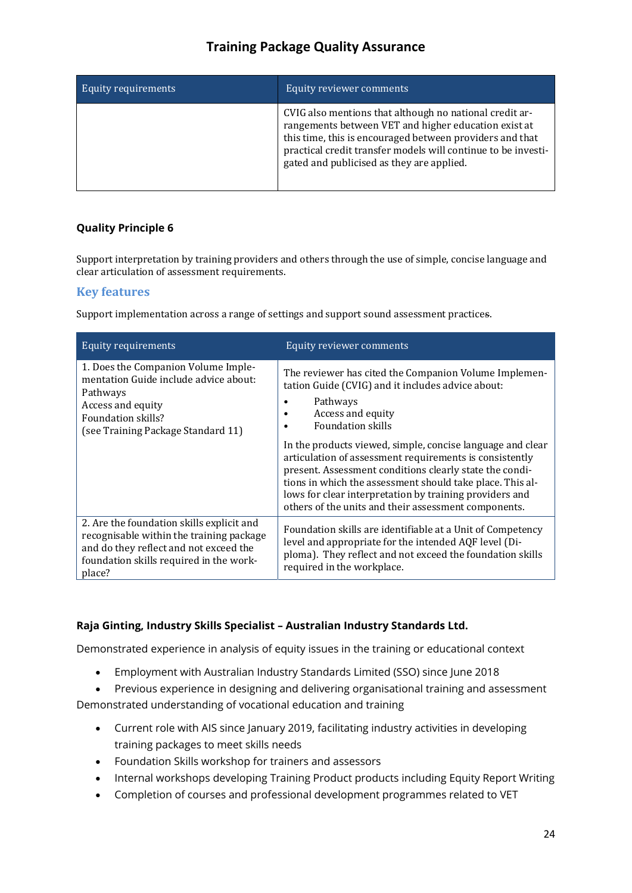| Equity requirements | Equity reviewer comments |
|---|---|
| | CVIG also mentions that although no national credit arrangements between VET and higher education exist at this time, this is encouraged between providers and that practical credit transfer models will continue to be investigated and publicised as they are applied. |

**Quality Principle 6**

Support interpretation by training providers and others through the use of simple, concise language and clear articulation of assessment requirements.

## Key features

Support implementation across a range of settings and support sound assessment practices.

| Equity requirements | Equity reviewer comments |
|---|---|
| 1. Does the Companion Volume Implementation Guide include advice about:<br>Pathways<br>Access and equity<br>Foundation skills?<br>(see Training Package Standard 11) | The reviewer has cited the Companion Volume Implementation Guide (CVIG) and it includes advice about:<br>• Pathways<br>• Access and equity<br>• Foundation skills<br><br>In the products viewed, simple, concise language and clear articulation of assessment requirements is consistently present. Assessment conditions clearly state the conditions in which the assessment should take place. This allows for clear interpretation by training providers and others of the units and their assessment components. |
| 2. Are the foundation skills explicit and recognisable within the training package and do they reflect and not exceed the foundation skills required in the workplace? | Foundation skills are identifiable at a Unit of Competency level and appropriate for the intended AQF level (Diploma). They reflect and not exceed the foundation skills required in the workplace. |

**Raja Ginting, Industry Skills Specialist – Australian Industry Standards Ltd.**

Demonstrated experience in analysis of equity issues in the training or educational context

- Employment with Australian Industry Standards Limited (SSO) since June 2018
- Previous experience in designing and delivering organisational training and assessment

Demonstrated understanding of vocational education and training

- Current role with AIS since January 2019, facilitating industry activities in developing training packages to meet skills needs
- Foundation Skills workshop for trainers and assessors
- Internal workshops developing Training Product products including Equity Report Writing
- Completion of courses and professional development programmes related to VET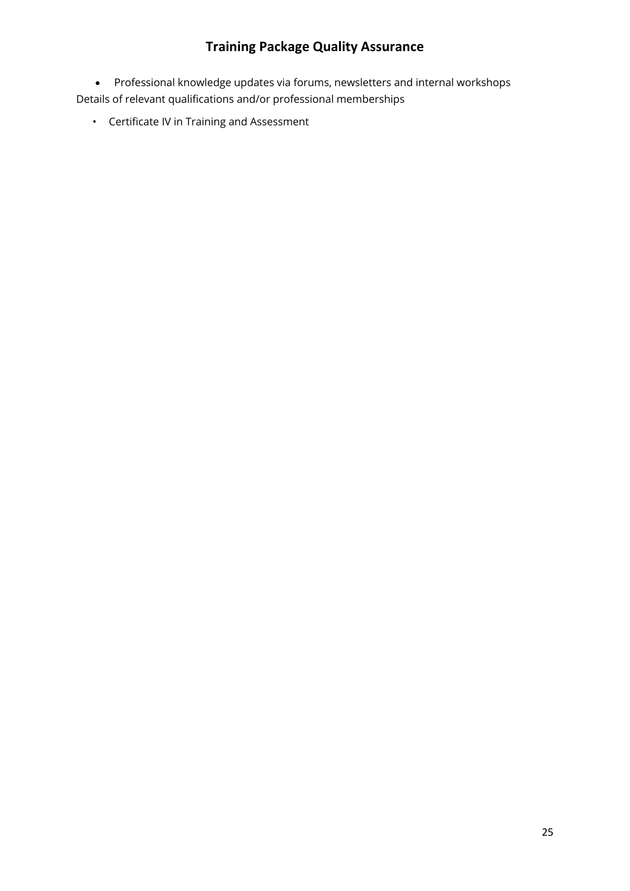# Training Package Quality Assurance

- Professional knowledge updates via forums, newsletters and internal workshops

Details of relevant qualifications and/or professional memberships

- Certificate IV in Training and Assessment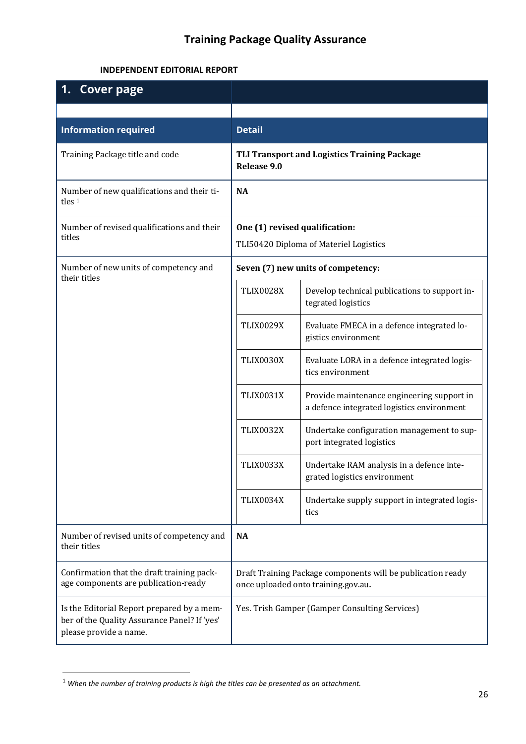# Training Package Quality Assurance

## INDEPENDENT EDITORIAL REPORT

| 1. Cover page | |
|---|---|
| | |
| **Information required** | **Detail** |
| Training Package title and code | **TLI Transport and Logistics Training Package Release 9.0** |
| Number of new qualifications and their titles [1] | **NA** |
| Number of revised qualifications and their titles | **One (1) revised qualification:** TLI50420 Diploma of Materiel Logistics |
| Number of new units of competency and their titles | **Seven (7) new units of competency:**<br>TLIX0028X — Develop technical publications to support integrated logistics<br>TLIX0029X — Evaluate FMECA in a defence integrated logistics environment<br>TLIX0030X — Evaluate LORA in a defence integrated logistics environment<br>TLIX0031X — Provide maintenance engineering support in a defence integrated logistics environment<br>TLIX0032X — Undertake configuration management to support integrated logistics<br>TLIX0033X — Undertake RAM analysis in a defence integrated logistics environment<br>TLIX0034X — Undertake supply support in integrated logistics |
| Number of revised units of competency and their titles | **NA** |
| Confirmation that the draft training package components are publication-ready | Draft Training Package components will be publication ready once uploaded onto training.gov.au**.** |
| Is the Editorial Report prepared by a member of the Quality Assurance Panel? If 'yes' please provide a name. | Yes. Trish Gamper (Gamper Consulting Services) |

[1] *When the number of training products is high the titles can be presented as an attachment.*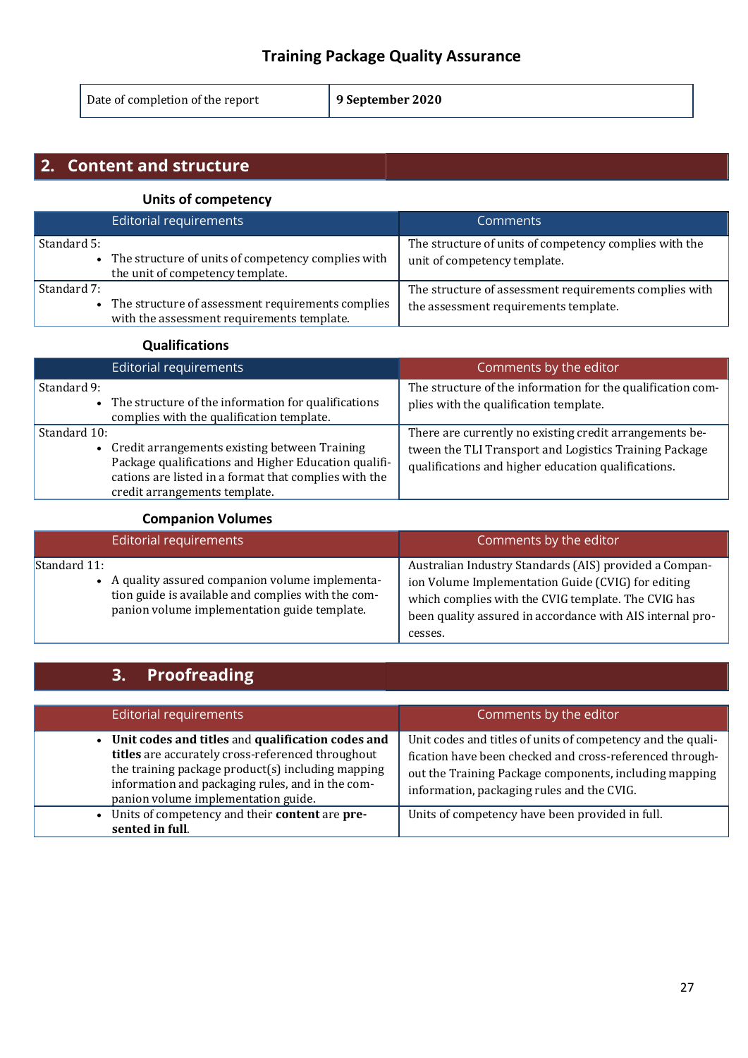# Training Package Quality Assurance

| Date of completion of the report | **9 September 2020** |
| --- | --- |

## 2. Content and structure

### Units of competency

| Editorial requirements | Comments |
| --- | --- |
| Standard 5:<br>• The structure of units of competency complies with the unit of competency template. | The structure of units of competency complies with the unit of competency template. |
| Standard 7:<br>• The structure of assessment requirements complies with the assessment requirements template. | The structure of assessment requirements complies with the assessment requirements template. |

### Qualifications

| Editorial requirements | Comments by the editor |
| --- | --- |
| Standard 9:<br>• The structure of the information for qualifications complies with the qualification template. | The structure of the information for the qualification complies with the qualification template. |
| Standard 10:<br>• Credit arrangements existing between Training Package qualifications and Higher Education qualifications are listed in a format that complies with the credit arrangements template. | There are currently no existing credit arrangements between the TLI Transport and Logistics Training Package qualifications and higher education qualifications. |

### Companion Volumes

| Editorial requirements | Comments by the editor |
| --- | --- |
| Standard 11:<br>• A quality assured companion volume implementation guide is available and complies with the companion volume implementation guide template. | Australian Industry Standards (AIS) provided a Companion Volume Implementation Guide (CVIG) for editing which complies with the CVIG template. The CVIG has been quality assured in accordance with AIS internal processes. |

## 3. Proofreading

| Editorial requirements | Comments by the editor |
| --- | --- |
| • **Unit codes and titles** and **qualification codes and titles** are accurately cross-referenced throughout the training package product(s) including mapping information and packaging rules, and in the companion volume implementation guide. | Unit codes and titles of units of competency and the qualification have been checked and cross-referenced throughout the Training Package components, including mapping information, packaging rules and the CVIG. |
| • Units of competency and their **content** are **presented in full**. | Units of competency have been provided in full. |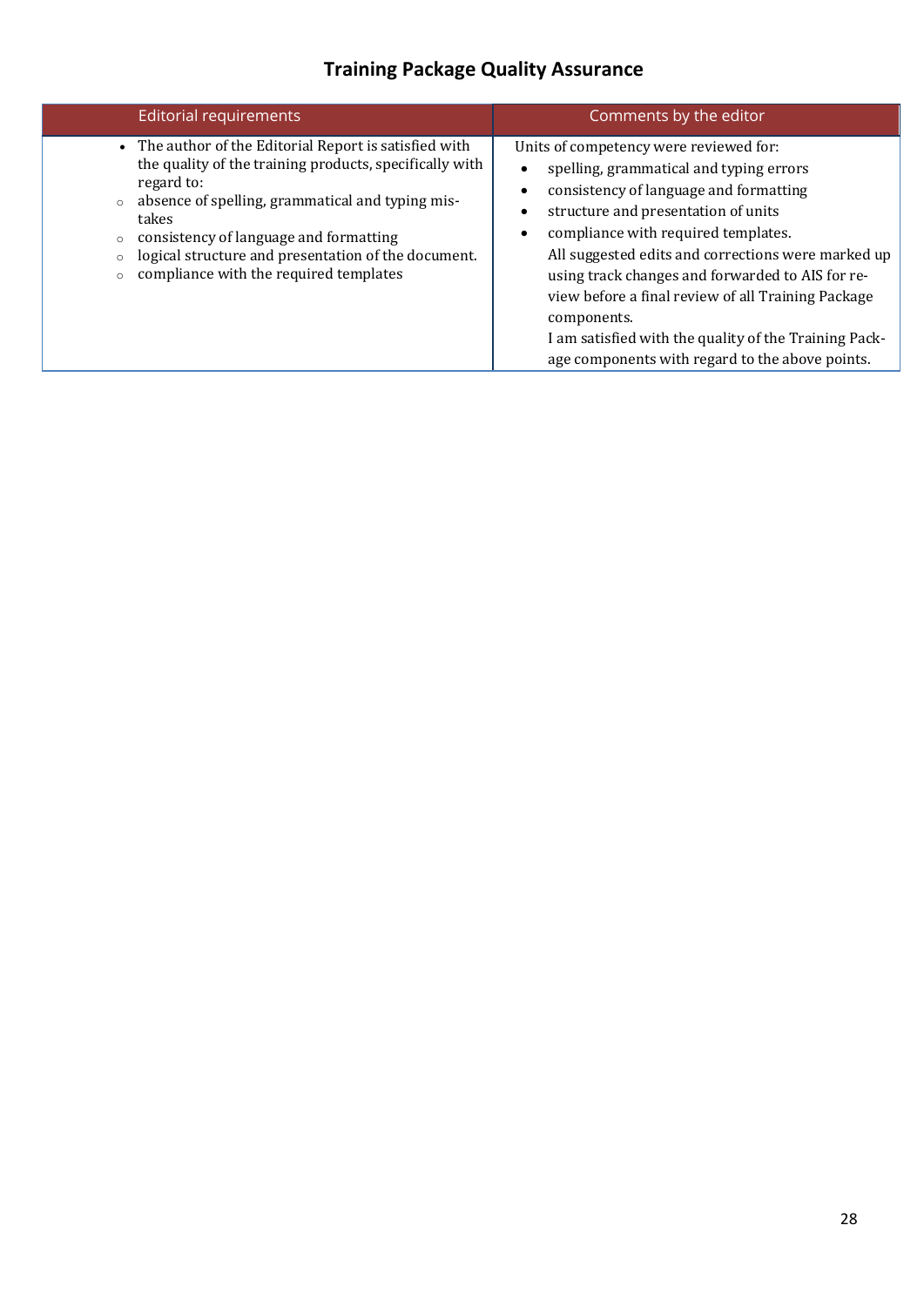## Training Package Quality Assurance

| Editorial requirements | Comments by the editor |
|---|---|
| • The author of the Editorial Report is satisfied with the quality of the training products, specifically with regard to:<br>○ absence of spelling, grammatical and typing mistakes<br>○ consistency of language and formatting<br>○ logical structure and presentation of the document.<br>○ compliance with the required templates | Units of competency were reviewed for:<br>• spelling, grammatical and typing errors<br>• consistency of language and formatting<br>• structure and presentation of units<br>• compliance with required templates.<br>All suggested edits and corrections were marked up using track changes and forwarded to AIS for review before a final review of all Training Package components.<br>I am satisfied with the quality of the Training Package components with regard to the above points. |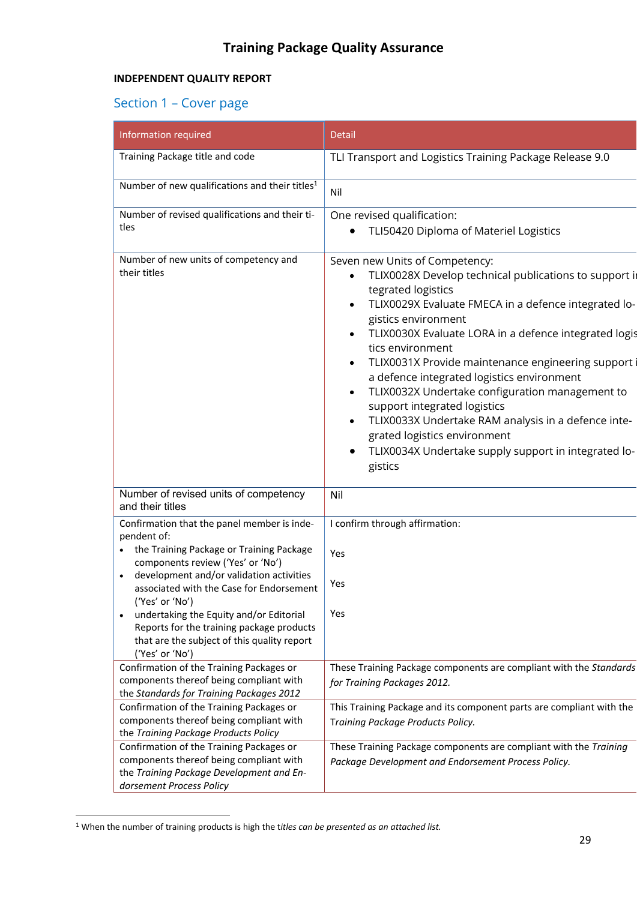# Training Package Quality Assurance

**INDEPENDENT QUALITY REPORT**

## Section 1 – Cover page

| Information required | Detail |
|---|---|
| Training Package title and code | TLI Transport and Logistics Training Package Release 9.0 |
| Number of new qualifications and their titles[1] | Nil |
| Number of revised qualifications and their titles | One revised qualification:<br>• TLI50420 Diploma of Materiel Logistics |
| Number of new units of competency and their titles | Seven new Units of Competency:<br>• TLIX0028X Develop technical publications to support integrated logistics<br>• TLIX0029X Evaluate FMECA in a defence integrated logistics environment<br>• TLIX0030X Evaluate LORA in a defence integrated logistics environment<br>• TLIX0031X Provide maintenance engineering support in a defence integrated logistics environment<br>• TLIX0032X Undertake configuration management to support integrated logistics<br>• TLIX0033X Undertake RAM analysis in a defence integrated logistics environment<br>• TLIX0034X Undertake supply support in integrated logistics |
| Number of revised units of competency and their titles | Nil |
| Confirmation that the panel member is independent of:<br>• the Training Package or Training Package components review ('Yes' or 'No')<br>• development and/or validation activities associated with the Case for Endorsement ('Yes' or 'No')<br>• undertaking the Equity and/or Editorial Reports for the training package products that are the subject of this quality report ('Yes' or 'No') | I confirm through affirmation:<br><br>Yes<br><br>Yes<br><br>Yes |
| Confirmation of the Training Packages or components thereof being compliant with the *Standards for Training Packages 2012* | These Training Package components are compliant with the *Standards for Training Packages 2012.* |
| Confirmation of the Training Packages or components thereof being compliant with the *Training Package Products Policy* | This Training Package and its component parts are compliant with the *Training Package Products Policy.* |
| Confirmation of the Training Packages or components thereof being compliant with the *Training Package Development and Endorsement Process Policy* | These Training Package components are compliant with the *Training Package Development and Endorsement Process Policy.* |

[1] When the number of training products is high the t*itles can be presented as an attached list.*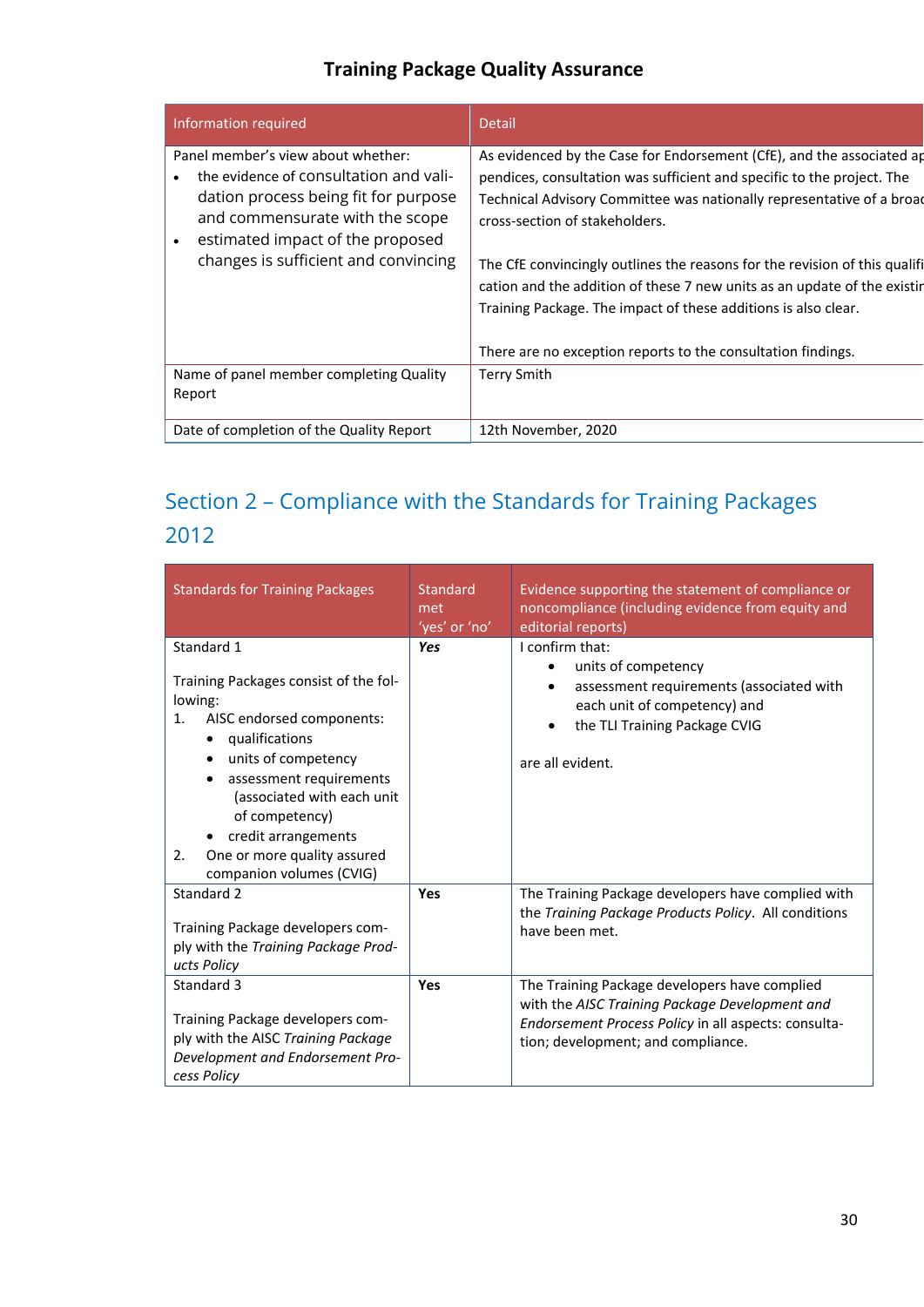# Training Package Quality Assurance

| Information required | Detail |
| --- | --- |
| Panel member's view about whether:<br>• the evidence of consultation and validation process being fit for purpose and commensurate with the scope<br>• estimated impact of the proposed changes is sufficient and convincing | As evidenced by the Case for Endorsement (CfE), and the associated appendices, consultation was sufficient and specific to the project. The Technical Advisory Committee was nationally representative of a broad cross-section of stakeholders.<br><br>The CfE convincingly outlines the reasons for the revision of this qualification and the addition of these 7 new units as an update of the existing Training Package. The impact of these additions is also clear.<br><br>There are no exception reports to the consultation findings. |
| Name of panel member completing Quality Report | Terry Smith |
| Date of completion of the Quality Report | 12th November, 2020 |

## Section 2 – Compliance with the Standards for Training Packages 2012

| Standards for Training Packages | Standard met 'yes' or 'no' | Evidence supporting the statement of compliance or noncompliance (including evidence from equity and editorial reports) |
| --- | --- | --- |
| Standard 1<br><br>Training Packages consist of the following:<br>1. AISC endorsed components:<br>• qualifications<br>• units of competency<br>• assessment requirements (associated with each unit of competency)<br>• credit arrangements<br>2. One or more quality assured companion volumes (CVIG) | ***Yes*** | I confirm that:<br>• units of competency<br>• assessment requirements (associated with each unit of competency) and<br>• the TLI Training Package CVIG<br><br>are all evident. |
| Standard 2<br><br>Training Package developers comply with the *Training Package Products Policy* | **Yes** | The Training Package developers have complied with the *Training Package Products Policy*. All conditions have been met. |
| Standard 3<br><br>Training Package developers comply with the AISC *Training Package Development and Endorsement Process Policy* | **Yes** | The Training Package developers have complied with the *AISC Training Package Development and Endorsement Process Policy* in all aspects: consultation; development; and compliance. |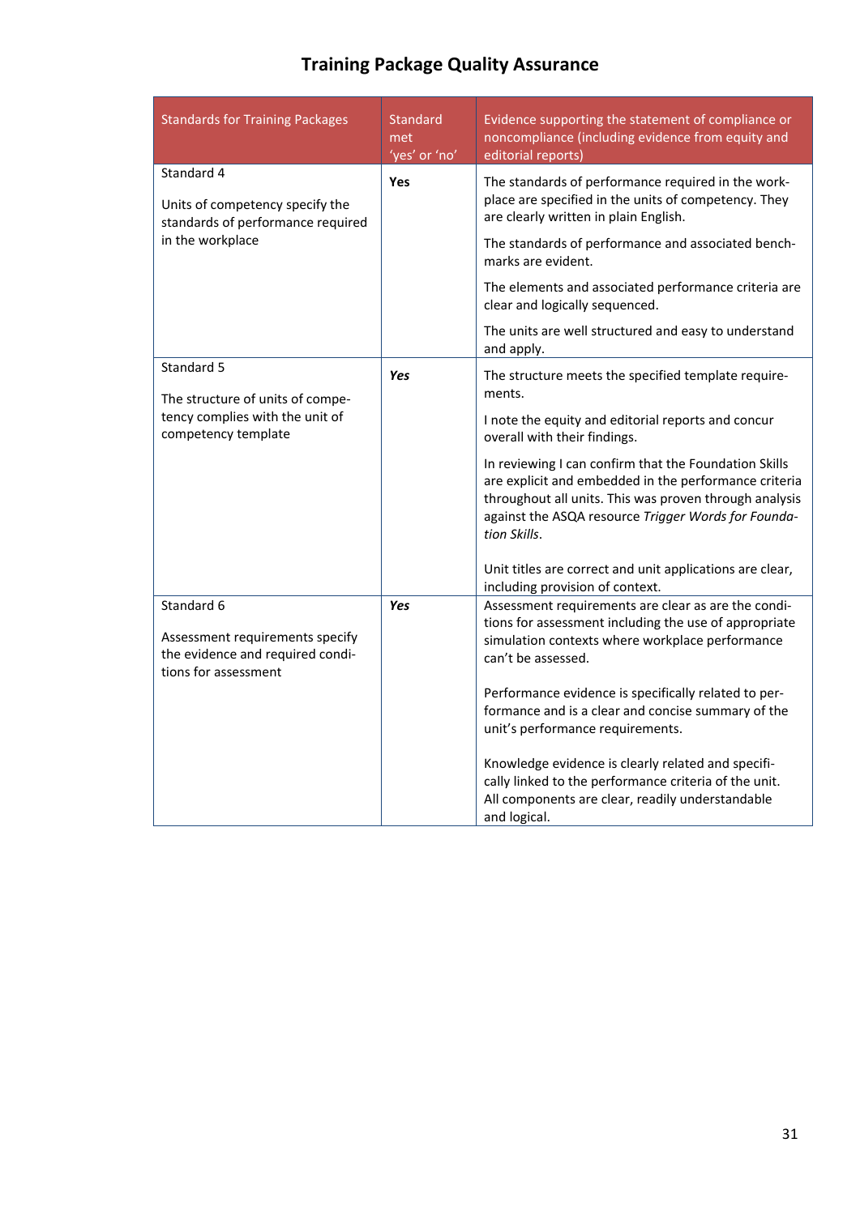# Training Package Quality Assurance

| Standards for Training Packages | Standard met 'yes' or 'no' | Evidence supporting the statement of compliance or noncompliance (including evidence from equity and editorial reports) |
|---|---|---|
| Standard 4<br><br>Units of competency specify the standards of performance required in the workplace | **Yes** | The standards of performance required in the workplace are specified in the units of competency. They are clearly written in plain English.<br><br>The standards of performance and associated benchmarks are evident.<br><br>The elements and associated performance criteria are clear and logically sequenced.<br><br>The units are well structured and easy to understand and apply. |
| Standard 5<br><br>The structure of units of competency complies with the unit of competency template | ***Yes*** | The structure meets the specified template requirements.<br><br>I note the equity and editorial reports and concur overall with their findings.<br><br>In reviewing I can confirm that the Foundation Skills are explicit and embedded in the performance criteria throughout all units. This was proven through analysis against the ASQA resource *Trigger Words for Foundation Skills*.<br><br>Unit titles are correct and unit applications are clear, including provision of context. |
| Standard 6<br><br>Assessment requirements specify the evidence and required conditions for assessment | ***Yes*** | Assessment requirements are clear as are the conditions for assessment including the use of appropriate simulation contexts where workplace performance can't be assessed.<br><br>Performance evidence is specifically related to performance and is a clear and concise summary of the unit's performance requirements.<br><br>Knowledge evidence is clearly related and specifically linked to the performance criteria of the unit. All components are clear, readily understandable and logical. |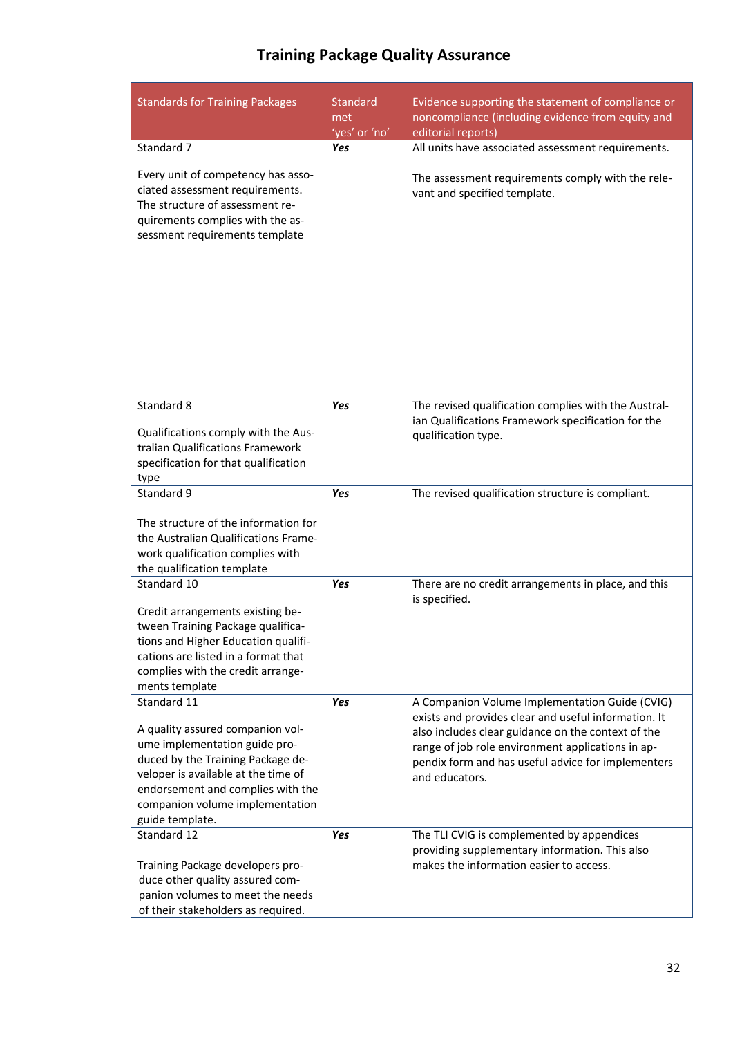## Training Package Quality Assurance

| Standards for Training Packages | Standard met 'yes' or 'no' | Evidence supporting the statement of compliance or noncompliance (including evidence from equity and editorial reports) |
|---|---|---|
| Standard 7<br><br>Every unit of competency has associated assessment requirements. The structure of assessment requirements complies with the assessment requirements template | ***Yes*** | All units have associated assessment requirements.<br><br>The assessment requirements comply with the relevant and specified template. |
| Standard 8<br><br>Qualifications comply with the Australian Qualifications Framework specification for that qualification type | ***Yes*** | The revised qualification complies with the Australian Qualifications Framework specification for the qualification type. |
| Standard 9<br><br>The structure of the information for the Australian Qualifications Framework qualification complies with the qualification template | ***Yes*** | The revised qualification structure is compliant. |
| Standard 10<br><br>Credit arrangements existing between Training Package qualifications and Higher Education qualifications are listed in a format that complies with the credit arrangements template | ***Yes*** | There are no credit arrangements in place, and this is specified. |
| Standard 11<br><br>A quality assured companion volume implementation guide produced by the Training Package developer is available at the time of endorsement and complies with the companion volume implementation guide template. | ***Yes*** | A Companion Volume Implementation Guide (CVIG) exists and provides clear and useful information. It also includes clear guidance on the context of the range of job role environment applications in appendix form and has useful advice for implementers and educators. |
| Standard 12<br><br>Training Package developers produce other quality assured companion volumes to meet the needs of their stakeholders as required. | ***Yes*** | The TLI CVIG is complemented by appendices providing supplementary information. This also makes the information easier to access. |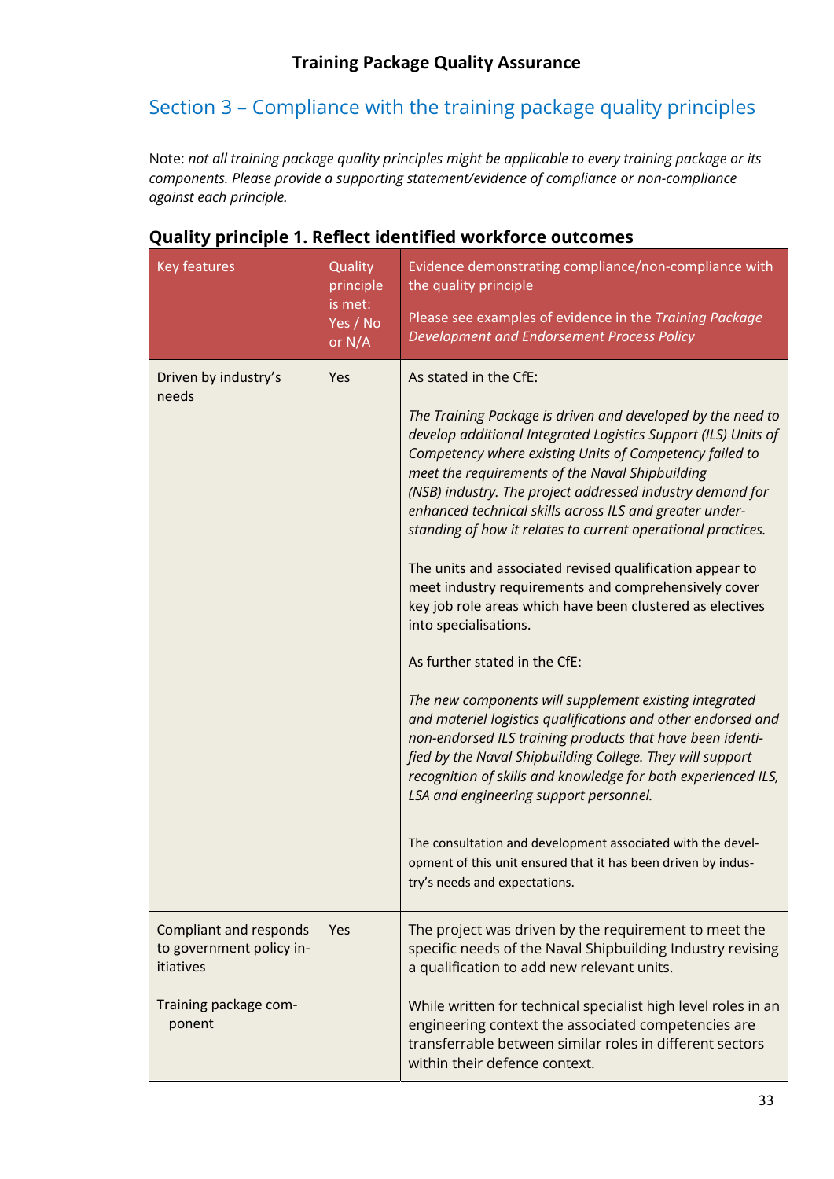# Training Package Quality Assurance

## Section 3 – Compliance with the training package quality principles

Note: *not all training package quality principles might be applicable to every training package or its components. Please provide a supporting statement/evidence of compliance or non-compliance against each principle.*

### Quality principle 1. Reflect identified workforce outcomes

| Key features | Quality principle is met: Yes / No or N/A | Evidence demonstrating compliance/non-compliance with the quality principle<br><br>Please see examples of evidence in the *Training Package Development and Endorsement Process Policy* |
|---|---|---|
| Driven by industry's needs | Yes | As stated in the CfE:<br><br>*The Training Package is driven and developed by the need to develop additional Integrated Logistics Support (ILS) Units of Competency where existing Units of Competency failed to meet the requirements of the Naval Shipbuilding (NSB) industry. The project addressed industry demand for enhanced technical skills across ILS and greater understanding of how it relates to current operational practices.*<br><br>The units and associated revised qualification appear to meet industry requirements and comprehensively cover key job role areas which have been clustered as electives into specialisations.<br><br>As further stated in the CfE:<br><br>*The new components will supplement existing integrated and materiel logistics qualifications and other endorsed and non-endorsed ILS training products that have been identified by the Naval Shipbuilding College. They will support recognition of skills and knowledge for both experienced ILS, LSA and engineering support personnel.*<br><br>The consultation and development associated with the development of this unit ensured that it has been driven by industry's needs and expectations. |
| Compliant and responds to government policy initiatives<br><br>Training package component | Yes | The project was driven by the requirement to meet the specific needs of the Naval Shipbuilding Industry revising a qualification to add new relevant units.<br><br>While written for technical specialist high level roles in an engineering context the associated competencies are transferrable between similar roles in different sectors within their defence context. |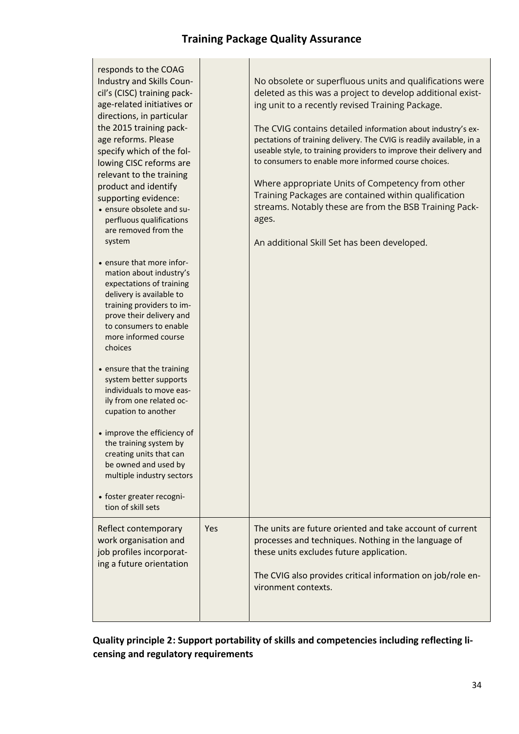| | | |
|---|---|---|
| responds to the COAG Industry and Skills Council's (CISC) training package-related initiatives or directions, in particular the 2015 training package reforms. Please specify which of the following CISC reforms are relevant to the training product and identify supporting evidence:<br>• ensure obsolete and superfluous qualifications are removed from the system<br><br>• ensure that more information about industry's expectations of training delivery is available to training providers to improve their delivery and to consumers to enable more informed course choices<br><br>• ensure that the training system better supports individuals to move easily from one related occupation to another<br><br>• improve the efficiency of the training system by creating units that can be owned and used by multiple industry sectors<br><br>• foster greater recognition of skill sets | | No obsolete or superfluous units and qualifications were deleted as this was a project to develop additional existing unit to a recently revised Training Package.<br><br>The CVIG contains detailed information about industry's expectations of training delivery. The CVIG is readily available, in a useable style, to training providers to improve their delivery and to consumers to enable more informed course choices.<br><br>Where appropriate Units of Competency from other Training Packages are contained within qualification streams. Notably these are from the BSB Training Packages.<br><br>An additional Skill Set has been developed. |
| Reflect contemporary work organisation and job profiles incorporating a future orientation | Yes | The units are future oriented and take account of current processes and techniques. Nothing in the language of these units excludes future application.<br><br>The CVIG also provides critical information on job/role environment contexts. |

**Quality principle 2: Support portability of skills and competencies including reflecting licensing and regulatory requirements**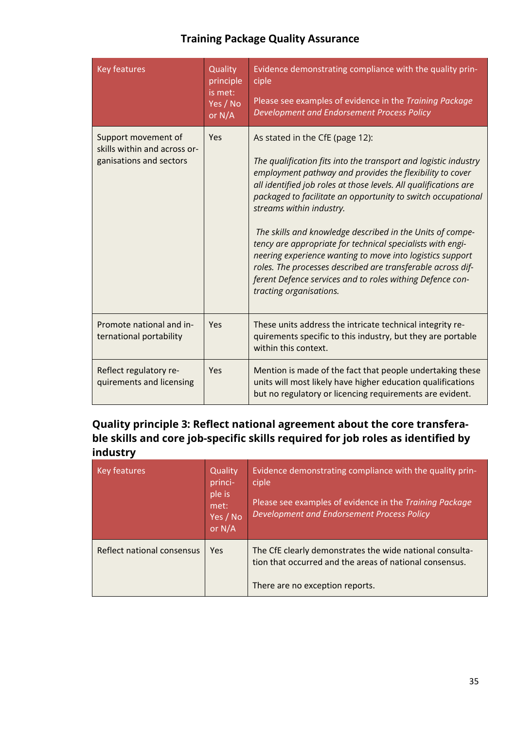## Training Package Quality Assurance

| Key features | Quality principle is met: Yes / No or N/A | Evidence demonstrating compliance with the quality principle<br><br>Please see examples of evidence in the *Training Package Development and Endorsement Process Policy* |
|---|---|---|
| Support movement of skills within and across organisations and sectors | Yes | As stated in the CfE (page 12):<br><br>*The qualification fits into the transport and logistic industry employment pathway and provides the flexibility to cover all identified job roles at those levels. All qualifications are packaged to facilitate an opportunity to switch occupational streams within industry.*<br><br>*The skills and knowledge described in the Units of competency are appropriate for technical specialists with engineering experience wanting to move into logistics support roles. The processes described are transferable across different Defence services and to roles withing Defence contracting organisations.* |
| Promote national and international portability | Yes | These units address the intricate technical integrity requirements specific to this industry, but they are portable within this context. |
| Reflect regulatory requirements and licensing | Yes | Mention is made of the fact that people undertaking these units will most likely have higher education qualifications but no regulatory or licencing requirements are evident. |

### Quality principle 3: Reflect national agreement about the core transferable skills and core job-specific skills required for job roles as identified by industry

| Key features | Quality principle is met: Yes / No or N/A | Evidence demonstrating compliance with the quality principle<br><br>Please see examples of evidence in the *Training Package Development and Endorsement Process Policy* |
|---|---|---|
| Reflect national consensus | Yes | The CfE clearly demonstrates the wide national consultation that occurred and the areas of national consensus.<br><br>There are no exception reports. |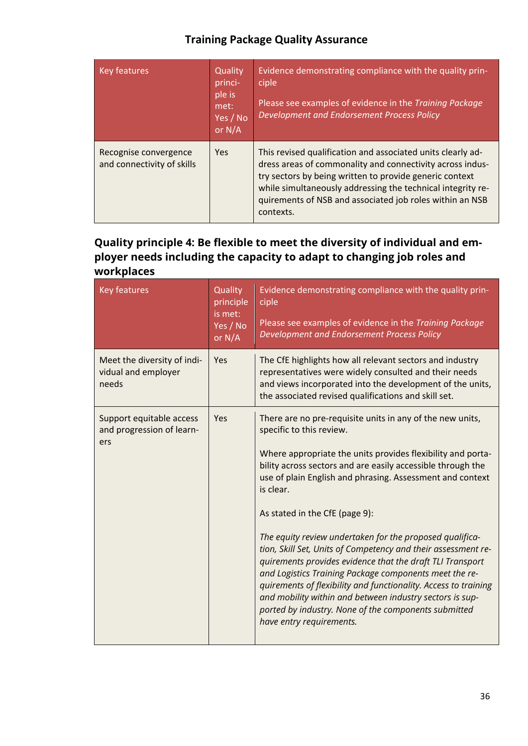## Training Package Quality Assurance

| Key features | Quality principle is met: Yes / No or N/A | Evidence demonstrating compliance with the quality principle<br><br>Please see examples of evidence in the *Training Package Development and Endorsement Process Policy* |
|---|---|---|
| Recognise convergence and connectivity of skills | Yes | This revised qualification and associated units clearly address areas of commonality and connectivity across industry sectors by being written to provide generic context while simultaneously addressing the technical integrity requirements of NSB and associated job roles within an NSB contexts. |

### Quality principle 4: Be flexible to meet the diversity of individual and employer needs including the capacity to adapt to changing job roles and workplaces

| Key features | Quality principle is met: Yes / No or N/A | Evidence demonstrating compliance with the quality principle<br><br>Please see examples of evidence in the *Training Package Development and Endorsement Process Policy* |
|---|---|---|
| Meet the diversity of individual and employer needs | Yes | The CfE highlights how all relevant sectors and industry representatives were widely consulted and their needs and views incorporated into the development of the units, the associated revised qualifications and skill set. |
| Support equitable access and progression of learners | Yes | There are no pre-requisite units in any of the new units, specific to this review.<br><br>Where appropriate the units provides flexibility and portability across sectors and are easily accessible through the use of plain English and phrasing. Assessment and context is clear.<br><br>As stated in the CfE (page 9):<br><br>*The equity review undertaken for the proposed qualification, Skill Set, Units of Competency and their assessment requirements provides evidence that the draft TLI Transport and Logistics Training Package components meet the requirements of flexibility and functionality. Access to training and mobility within and between industry sectors is supported by industry. None of the components submitted have entry requirements.* |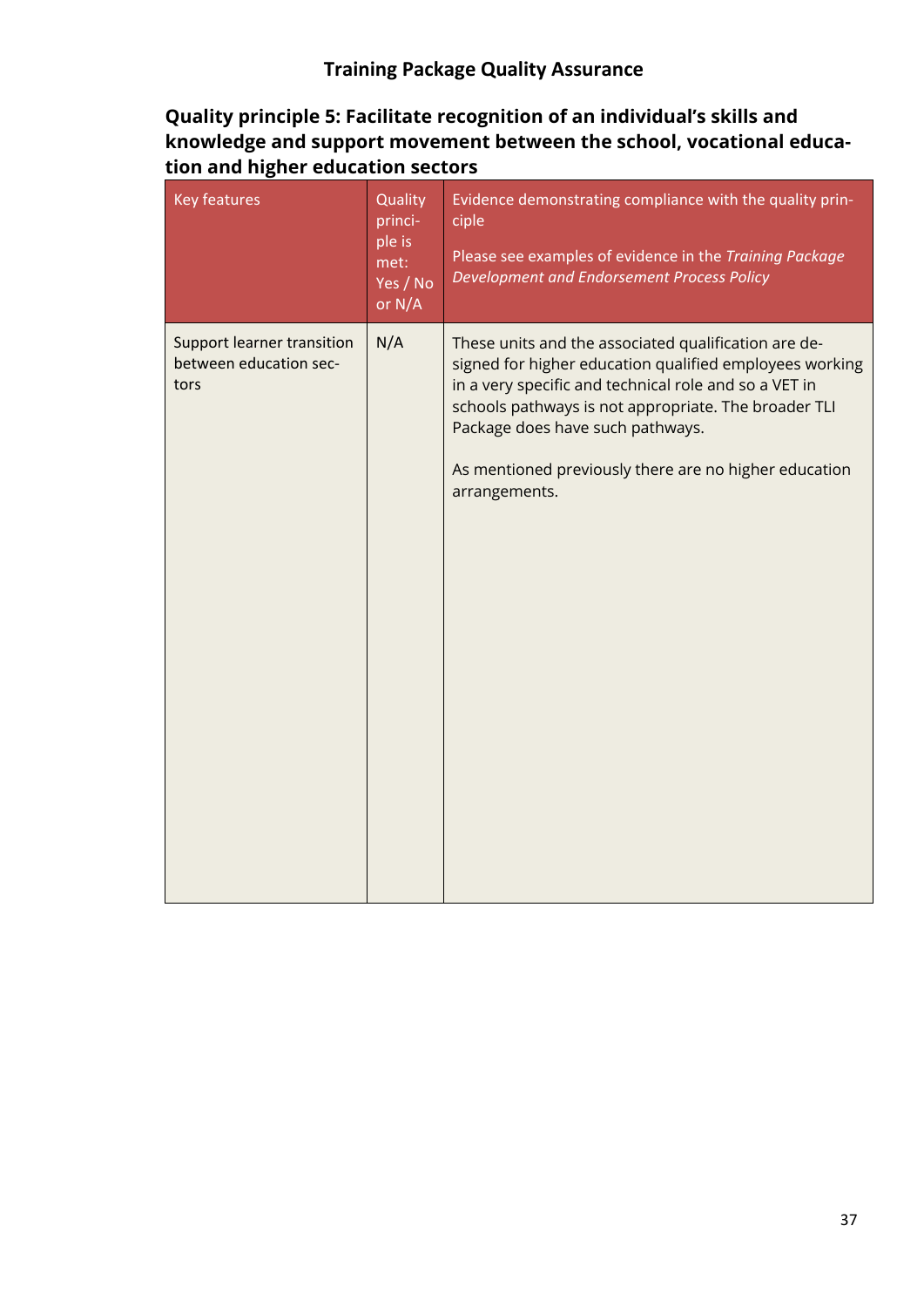# Training Package Quality Assurance

## Quality principle 5: Facilitate recognition of an individual's skills and knowledge and support movement between the school, vocational education and higher education sectors

| Key features | Quality principle is met: Yes / No or N/A | Evidence demonstrating compliance with the quality principle<br><br>Please see examples of evidence in the *Training Package Development and Endorsement Process Policy* |
|---|---|---|
| Support learner transition between education sectors | N/A | These units and the associated qualification are designed for higher education qualified employees working in a very specific and technical role and so a VET in schools pathways is not appropriate. The broader TLI Package does have such pathways.<br><br>As mentioned previously there are no higher education arrangements. |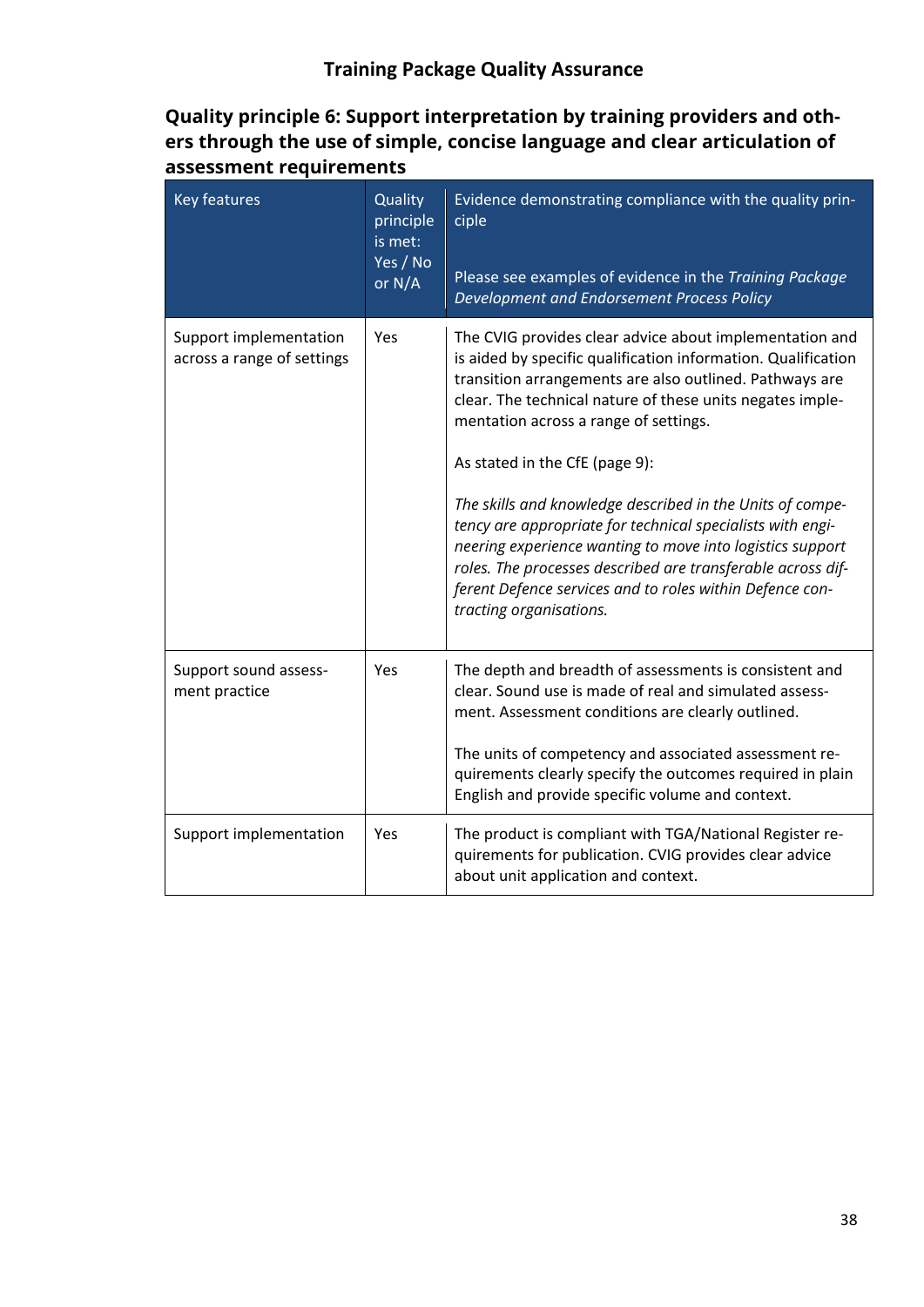# Training Package Quality Assurance

## Quality principle 6: Support interpretation by training providers and others through the use of simple, concise language and clear articulation of assessment requirements

| Key features | Quality principle is met: Yes / No or N/A | Evidence demonstrating compliance with the quality principle<br><br>Please see examples of evidence in the *Training Package Development and Endorsement Process Policy* |
| --- | --- | --- |
| Support implementation across a range of settings | Yes | The CVIG provides clear advice about implementation and is aided by specific qualification information. Qualification transition arrangements are also outlined. Pathways are clear. The technical nature of these units negates implementation across a range of settings.<br><br>As stated in the CfE (page 9):<br><br>*The skills and knowledge described in the Units of competency are appropriate for technical specialists with engineering experience wanting to move into logistics support roles. The processes described are transferable across different Defence services and to roles within Defence contracting organisations.* |
| Support sound assessment practice | Yes | The depth and breadth of assessments is consistent and clear. Sound use is made of real and simulated assessment. Assessment conditions are clearly outlined.<br><br>The units of competency and associated assessment requirements clearly specify the outcomes required in plain English and provide specific volume and context. |
| Support implementation | Yes | The product is compliant with TGA/National Register requirements for publication. CVIG provides clear advice about unit application and context. |